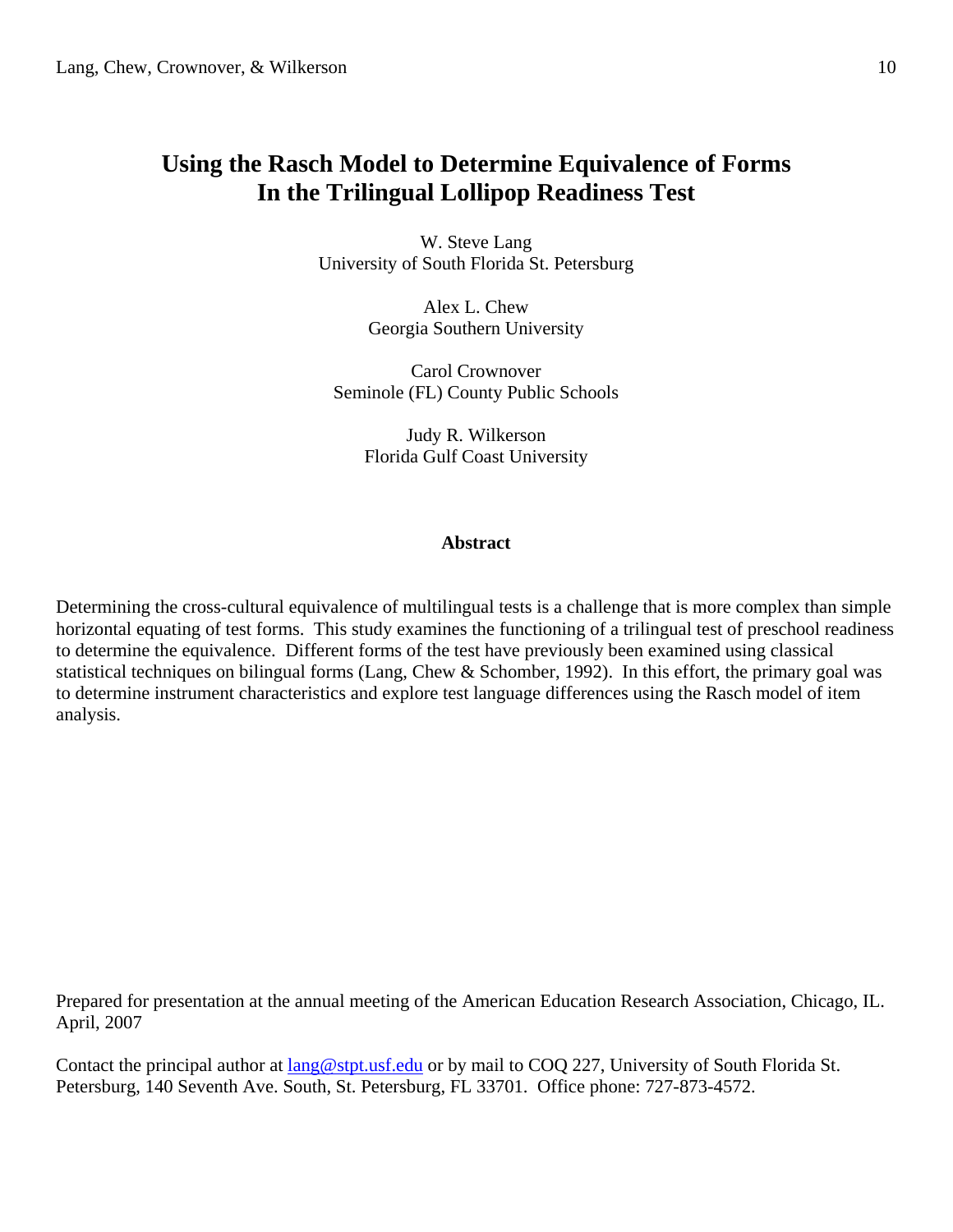# Using the Rasch Model to Determine Equivalence of Forms In the Trilingual Lollipop Readiness Test

W. Steve Lang
University of South Florida St. Petersburg

Alex L. Chew
Georgia Southern University

Carol Crownover
Seminole (FL) County Public Schools

Judy R. Wilkerson
Florida Gulf Coast University

## Abstract

Determining the cross-cultural equivalence of multilingual tests is a challenge that is more complex than simple horizontal equating of test forms. This study examines the functioning of a trilingual test of preschool readiness to determine the equivalence. Different forms of the test have previously been examined using classical statistical techniques on bilingual forms (Lang, Chew & Schomber, 1992). In this effort, the primary goal was to determine instrument characteristics and explore test language differences using the Rasch model of item analysis.

Prepared for presentation at the annual meeting of the American Education Research Association, Chicago, IL. April, 2007

Contact the principal author at lang@stpt.usf.edu or by mail to COQ 227, University of South Florida St. Petersburg, 140 Seventh Ave. South, St. Petersburg, FL 33701. Office phone: 727-873-4572.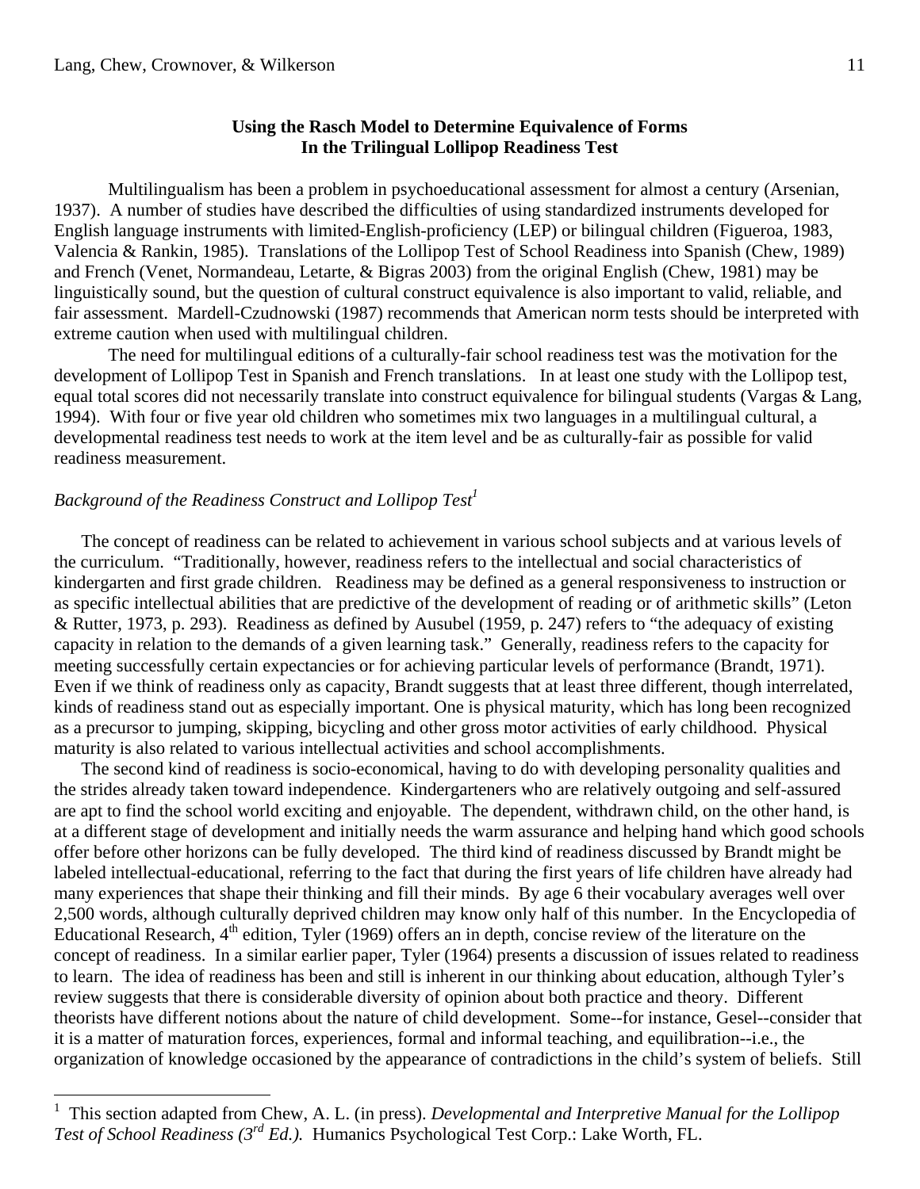**Using the Rasch Model to Determine Equivalence of Forms**
**In the Trilingual Lollipop Readiness Test**

Multilingualism has been a problem in psychoeducational assessment for almost a century (Arsenian, 1937). A number of studies have described the difficulties of using standardized instruments developed for English language instruments with limited-English-proficiency (LEP) or bilingual children (Figueroa, 1983, Valencia & Rankin, 1985). Translations of the Lollipop Test of School Readiness into Spanish (Chew, 1989) and French (Venet, Normandeau, Letarte, & Bigras 2003) from the original English (Chew, 1981) may be linguistically sound, but the question of cultural construct equivalence is also important to valid, reliable, and fair assessment. Mardell-Czudnowski (1987) recommends that American norm tests should be interpreted with extreme caution when used with multilingual children.

The need for multilingual editions of a culturally-fair school readiness test was the motivation for the development of Lollipop Test in Spanish and French translations. In at least one study with the Lollipop test, equal total scores did not necessarily translate into construct equivalence for bilingual students (Vargas & Lang, 1994). With four or five year old children who sometimes mix two languages in a multilingual cultural, a developmental readiness test needs to work at the item level and be as culturally-fair as possible for valid readiness measurement.

*Background of the Readiness Construct and Lollipop Test*[1]

The concept of readiness can be related to achievement in various school subjects and at various levels of the curriculum. "Traditionally, however, readiness refers to the intellectual and social characteristics of kindergarten and first grade children. Readiness may be defined as a general responsiveness to instruction or as specific intellectual abilities that are predictive of the development of reading or of arithmetic skills" (Leton & Rutter, 1973, p. 293). Readiness as defined by Ausubel (1959, p. 247) refers to "the adequacy of existing capacity in relation to the demands of a given learning task." Generally, readiness refers to the capacity for meeting successfully certain expectancies or for achieving particular levels of performance (Brandt, 1971). Even if we think of readiness only as capacity, Brandt suggests that at least three different, though interrelated, kinds of readiness stand out as especially important. One is physical maturity, which has long been recognized as a precursor to jumping, skipping, bicycling and other gross motor activities of early childhood. Physical maturity is also related to various intellectual activities and school accomplishments.

The second kind of readiness is socio-economical, having to do with developing personality qualities and the strides already taken toward independence. Kindergarteners who are relatively outgoing and self-assured are apt to find the school world exciting and enjoyable. The dependent, withdrawn child, on the other hand, is at a different stage of development and initially needs the warm assurance and helping hand which good schools offer before other horizons can be fully developed. The third kind of readiness discussed by Brandt might be labeled intellectual-educational, referring to the fact that during the first years of life children have already had many experiences that shape their thinking and fill their minds. By age 6 their vocabulary averages well over 2,500 words, although culturally deprived children may know only half of this number. In the Encyclopedia of Educational Research, 4th edition, Tyler (1969) offers an in depth, concise review of the literature on the concept of readiness. In a similar earlier paper, Tyler (1964) presents a discussion of issues related to readiness to learn. The idea of readiness has been and still is inherent in our thinking about education, although Tyler's review suggests that there is considerable diversity of opinion about both practice and theory. Different theorists have different notions about the nature of child development. Some--for instance, Gesel--consider that it is a matter of maturation forces, experiences, formal and informal teaching, and equilibration--i.e., the organization of knowledge occasioned by the appearance of contradictions in the child's system of beliefs. Still

---

[1] This section adapted from Chew, A. L. (in press). *Developmental and Interpretive Manual for the Lollipop Test of School Readiness (3rd Ed.).* Humanics Psychological Test Corp.: Lake Worth, FL.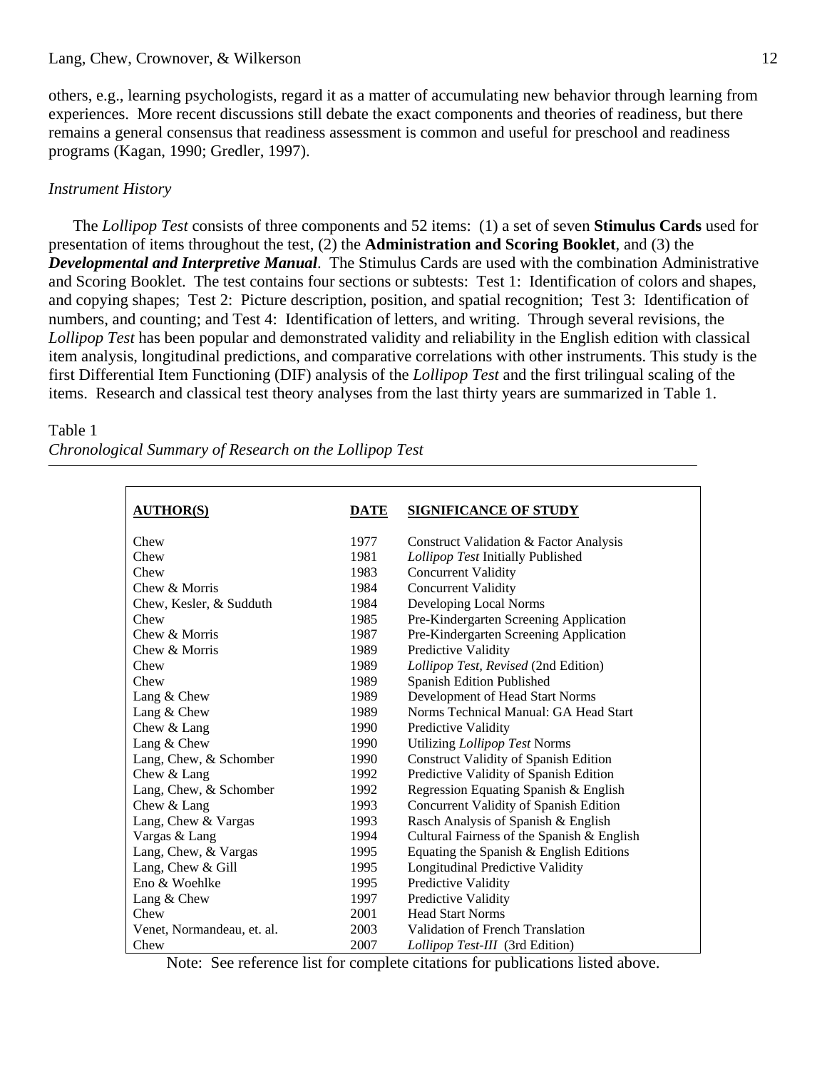others, e.g., learning psychologists, regard it as a matter of accumulating new behavior through learning from experiences. More recent discussions still debate the exact components and theories of readiness, but there remains a general consensus that readiness assessment is common and useful for preschool and readiness programs (Kagan, 1990; Gredler, 1997).

*Instrument History*

The *Lollipop Test* consists of three components and 52 items: (1) a set of seven **Stimulus Cards** used for presentation of items throughout the test, (2) the **Administration and Scoring Booklet**, and (3) the ***Developmental and Interpretive Manual***. The Stimulus Cards are used with the combination Administrative and Scoring Booklet. The test contains four sections or subtests: Test 1: Identification of colors and shapes, and copying shapes; Test 2: Picture description, position, and spatial recognition; Test 3: Identification of numbers, and counting; and Test 4: Identification of letters, and writing. Through several revisions, the *Lollipop Test* has been popular and demonstrated validity and reliability in the English edition with classical item analysis, longitudinal predictions, and comparative correlations with other instruments. This study is the first Differential Item Functioning (DIF) analysis of the *Lollipop Test* and the first trilingual scaling of the items. Research and classical test theory analyses from the last thirty years are summarized in Table 1.

Table 1
*Chronological Summary of Research on the Lollipop Test*

| AUTHOR(S) | DATE | SIGNIFICANCE OF STUDY |
|---|---|---|
| Chew | 1977 | Construct Validation & Factor Analysis |
| Chew | 1981 | *Lollipop Test* Initially Published |
| Chew | 1983 | Concurrent Validity |
| Chew & Morris | 1984 | Concurrent Validity |
| Chew, Kesler, & Sudduth | 1984 | Developing Local Norms |
| Chew | 1985 | Pre-Kindergarten Screening Application |
| Chew & Morris | 1987 | Pre-Kindergarten Screening Application |
| Chew & Morris | 1989 | Predictive Validity |
| Chew | 1989 | *Lollipop Test, Revised* (2nd Edition) |
| Chew | 1989 | Spanish Edition Published |
| Lang & Chew | 1989 | Development of Head Start Norms |
| Lang & Chew | 1989 | Norms Technical Manual: GA Head Start |
| Chew & Lang | 1990 | Predictive Validity |
| Lang & Chew | 1990 | Utilizing *Lollipop Test* Norms |
| Lang, Chew, & Schomber | 1990 | Construct Validity of Spanish Edition |
| Chew & Lang | 1992 | Predictive Validity of Spanish Edition |
| Lang, Chew, & Schomber | 1992 | Regression Equating Spanish & English |
| Chew & Lang | 1993 | Concurrent Validity of Spanish Edition |
| Lang, Chew & Vargas | 1993 | Rasch Analysis of Spanish & English |
| Vargas & Lang | 1994 | Cultural Fairness of the Spanish & English |
| Lang, Chew, & Vargas | 1995 | Equating the Spanish & English Editions |
| Lang, Chew & Gill | 1995 | Longitudinal Predictive Validity |
| Eno & Woehlke | 1995 | Predictive Validity |
| Lang & Chew | 1997 | Predictive Validity |
| Chew | 2001 | Head Start Norms |
| Venet, Normandeau, et. al. | 2003 | Validation of French Translation |
| Chew | 2007 | *Lollipop Test-III* (3rd Edition) |

Note: See reference list for complete citations for publications listed above.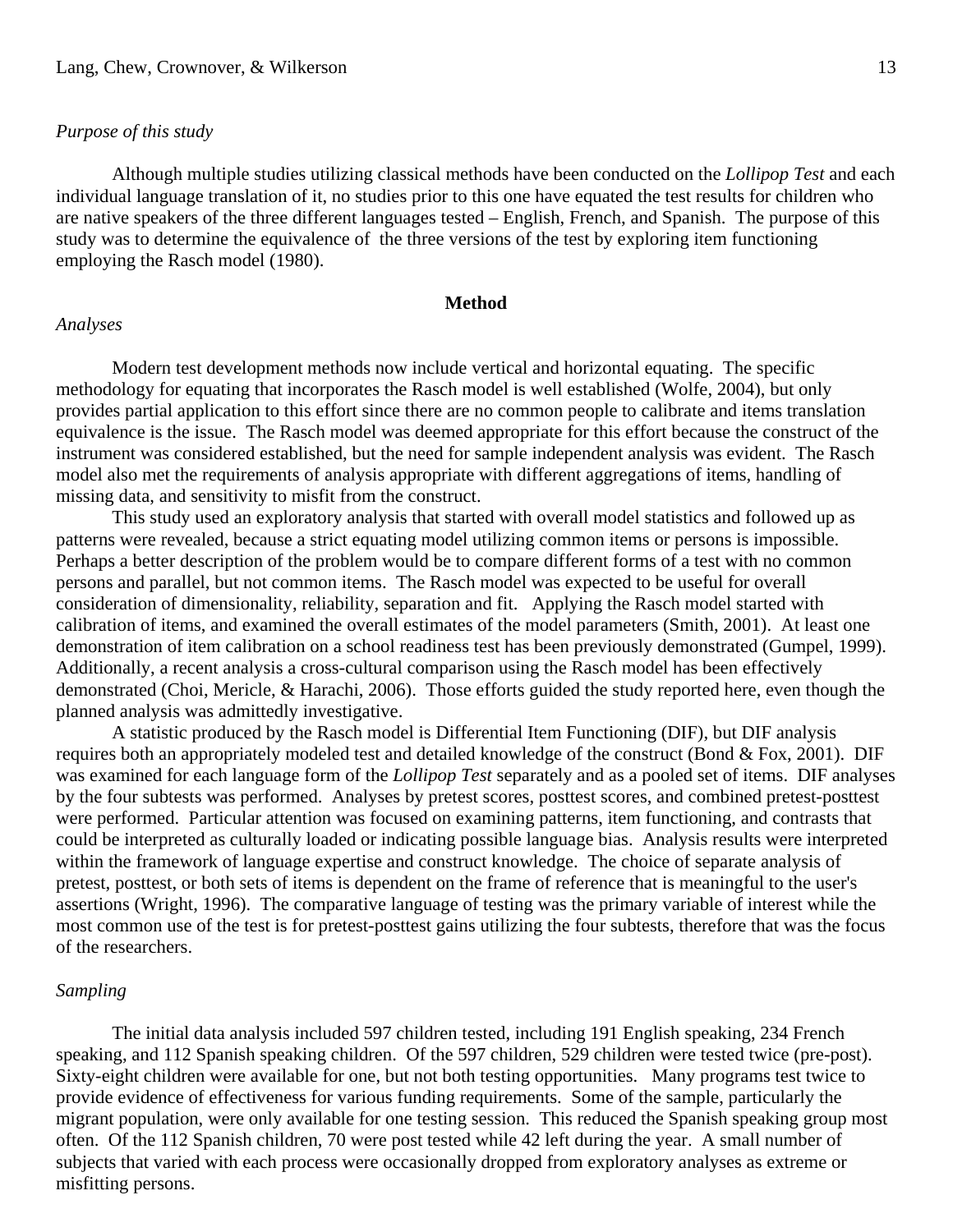*Purpose of this study*

Although multiple studies utilizing classical methods have been conducted on the *Lollipop Test* and each individual language translation of it, no studies prior to this one have equated the test results for children who are native speakers of the three different languages tested – English, French, and Spanish. The purpose of this study was to determine the equivalence of the three versions of the test by exploring item functioning employing the Rasch model (1980).

## Method

*Analyses*

Modern test development methods now include vertical and horizontal equating. The specific methodology for equating that incorporates the Rasch model is well established (Wolfe, 2004), but only provides partial application to this effort since there are no common people to calibrate and items translation equivalence is the issue. The Rasch model was deemed appropriate for this effort because the construct of the instrument was considered established, but the need for sample independent analysis was evident. The Rasch model also met the requirements of analysis appropriate with different aggregations of items, handling of missing data, and sensitivity to misfit from the construct.

This study used an exploratory analysis that started with overall model statistics and followed up as patterns were revealed, because a strict equating model utilizing common items or persons is impossible. Perhaps a better description of the problem would be to compare different forms of a test with no common persons and parallel, but not common items. The Rasch model was expected to be useful for overall consideration of dimensionality, reliability, separation and fit. Applying the Rasch model started with calibration of items, and examined the overall estimates of the model parameters (Smith, 2001). At least one demonstration of item calibration on a school readiness test has been previously demonstrated (Gumpel, 1999). Additionally, a recent analysis a cross-cultural comparison using the Rasch model has been effectively demonstrated (Choi, Mericle, & Harachi, 2006). Those efforts guided the study reported here, even though the planned analysis was admittedly investigative.

A statistic produced by the Rasch model is Differential Item Functioning (DIF), but DIF analysis requires both an appropriately modeled test and detailed knowledge of the construct (Bond & Fox, 2001). DIF was examined for each language form of the *Lollipop Test* separately and as a pooled set of items. DIF analyses by the four subtests was performed. Analyses by pretest scores, posttest scores, and combined pretest-posttest were performed. Particular attention was focused on examining patterns, item functioning, and contrasts that could be interpreted as culturally loaded or indicating possible language bias. Analysis results were interpreted within the framework of language expertise and construct knowledge. The choice of separate analysis of pretest, posttest, or both sets of items is dependent on the frame of reference that is meaningful to the user's assertions (Wright, 1996). The comparative language of testing was the primary variable of interest while the most common use of the test is for pretest-posttest gains utilizing the four subtests, therefore that was the focus of the researchers.

*Sampling*

The initial data analysis included 597 children tested, including 191 English speaking, 234 French speaking, and 112 Spanish speaking children. Of the 597 children, 529 children were tested twice (pre-post). Sixty-eight children were available for one, but not both testing opportunities. Many programs test twice to provide evidence of effectiveness for various funding requirements. Some of the sample, particularly the migrant population, were only available for one testing session. This reduced the Spanish speaking group most often. Of the 112 Spanish children, 70 were post tested while 42 left during the year. A small number of subjects that varied with each process were occasionally dropped from exploratory analyses as extreme or misfitting persons.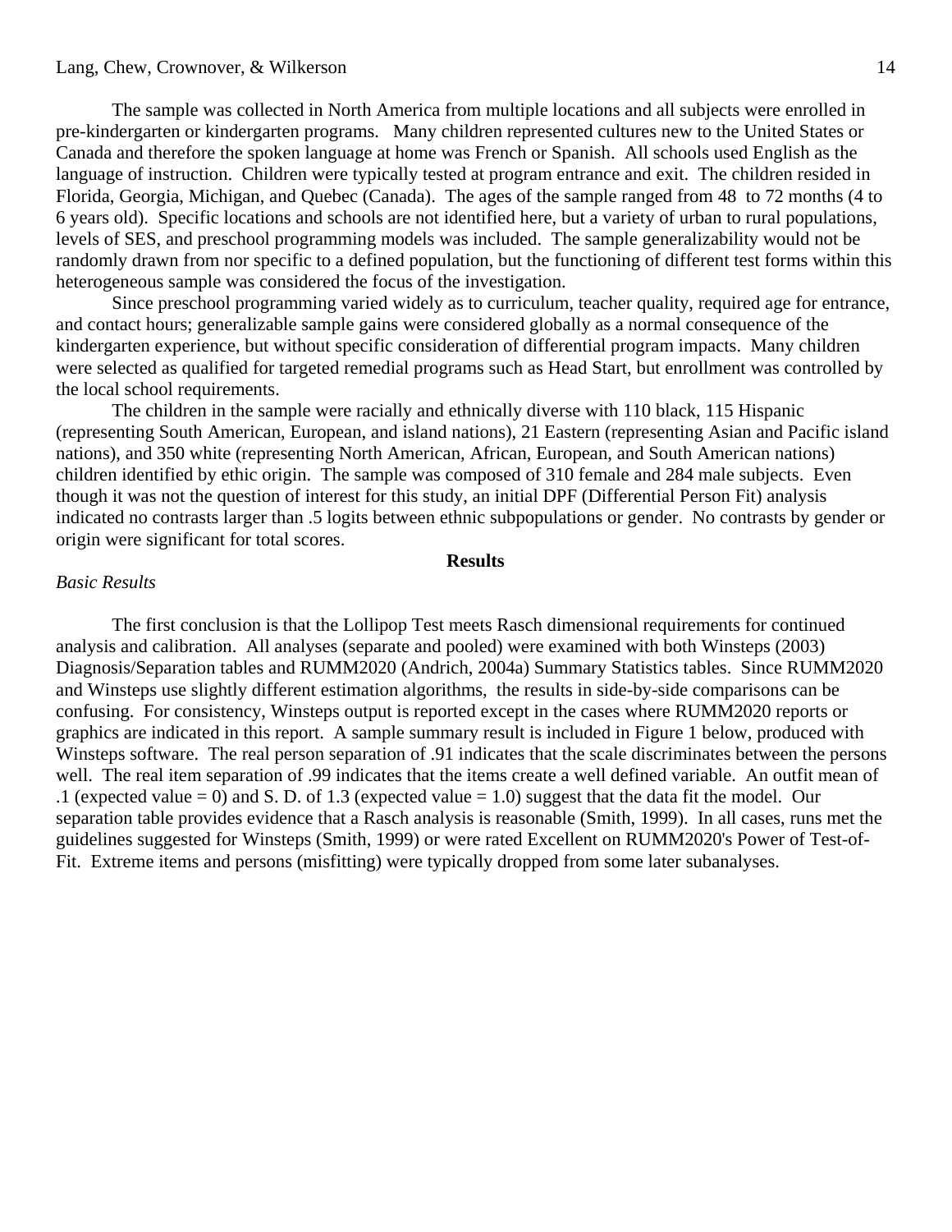The sample was collected in North America from multiple locations and all subjects were enrolled in pre-kindergarten or kindergarten programs. Many children represented cultures new to the United States or Canada and therefore the spoken language at home was French or Spanish. All schools used English as the language of instruction. Children were typically tested at program entrance and exit. The children resided in Florida, Georgia, Michigan, and Quebec (Canada). The ages of the sample ranged from 48 to 72 months (4 to 6 years old). Specific locations and schools are not identified here, but a variety of urban to rural populations, levels of SES, and preschool programming models was included. The sample generalizability would not be randomly drawn from nor specific to a defined population, but the functioning of different test forms within this heterogeneous sample was considered the focus of the investigation.

Since preschool programming varied widely as to curriculum, teacher quality, required age for entrance, and contact hours; generalizable sample gains were considered globally as a normal consequence of the kindergarten experience, but without specific consideration of differential program impacts. Many children were selected as qualified for targeted remedial programs such as Head Start, but enrollment was controlled by the local school requirements.

The children in the sample were racially and ethnically diverse with 110 black, 115 Hispanic (representing South American, European, and island nations), 21 Eastern (representing Asian and Pacific island nations), and 350 white (representing North American, African, European, and South American nations) children identified by ethic origin. The sample was composed of 310 female and 284 male subjects. Even though it was not the question of interest for this study, an initial DPF (Differential Person Fit) analysis indicated no contrasts larger than .5 logits between ethnic subpopulations or gender. No contrasts by gender or origin were significant for total scores.

## Results

*Basic Results*

The first conclusion is that the Lollipop Test meets Rasch dimensional requirements for continued analysis and calibration. All analyses (separate and pooled) were examined with both Winsteps (2003) Diagnosis/Separation tables and RUMM2020 (Andrich, 2004a) Summary Statistics tables. Since RUMM2020 and Winsteps use slightly different estimation algorithms, the results in side-by-side comparisons can be confusing. For consistency, Winsteps output is reported except in the cases where RUMM2020 reports or graphics are indicated in this report. A sample summary result is included in Figure 1 below, produced with Winsteps software. The real person separation of .91 indicates that the scale discriminates between the persons well. The real item separation of .99 indicates that the items create a well defined variable. An outfit mean of .1 (expected value = 0) and S. D. of 1.3 (expected value = 1.0) suggest that the data fit the model. Our separation table provides evidence that a Rasch analysis is reasonable (Smith, 1999). In all cases, runs met the guidelines suggested for Winsteps (Smith, 1999) or were rated Excellent on RUMM2020's Power of Test-of-Fit. Extreme items and persons (misfitting) were typically dropped from some later subanalyses.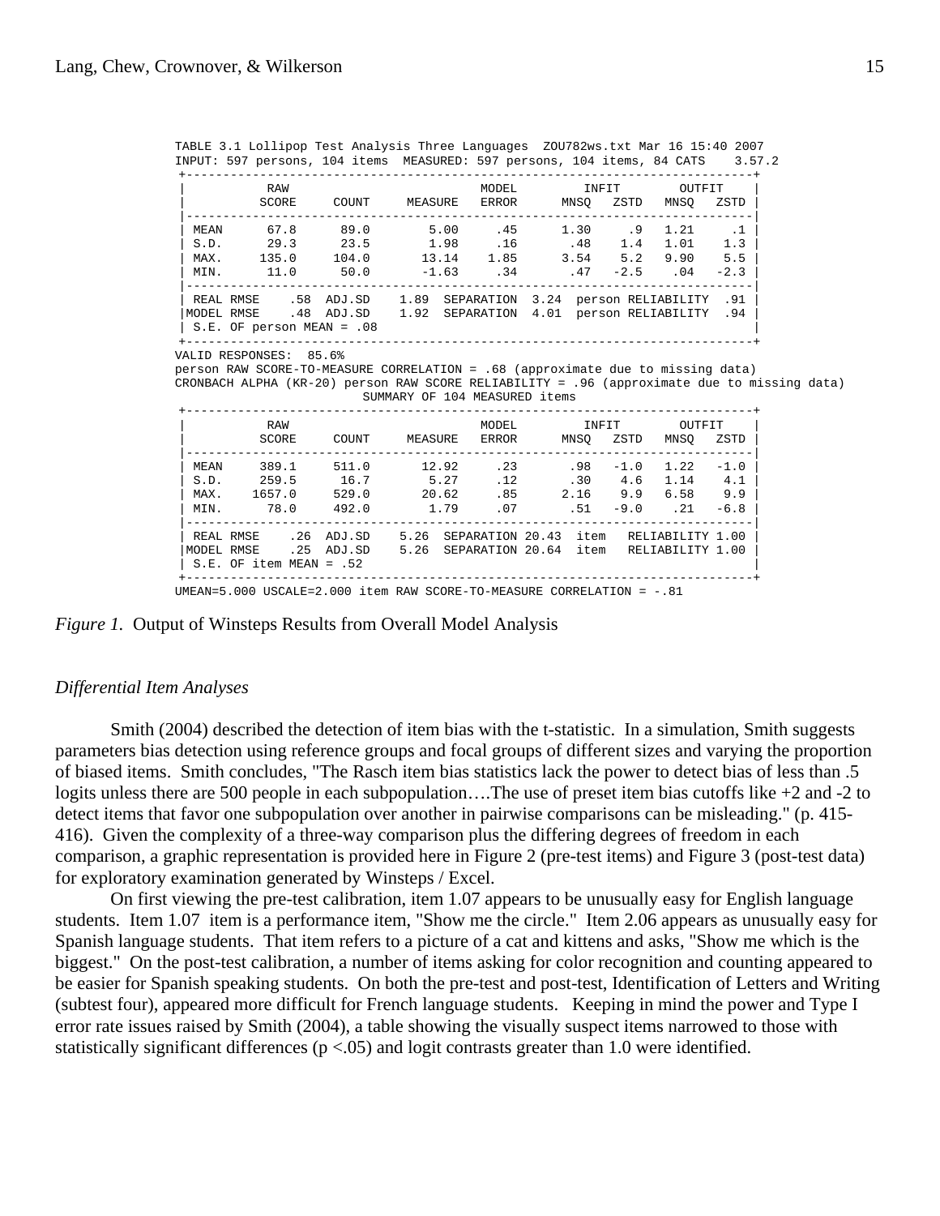```
TABLE 3.1 Lollipop Test Analysis Three Languages  ZOU782ws.txt Mar 16 15:40 2007
INPUT: 597 persons, 104 items  MEASURED: 597 persons, 104 items, 84 CATS    3.57.2
 +-----------------------------------------------------------------------------+
 |          RAW                              MODEL         INFIT        OUTFIT    |
 |         SCORE     COUNT     MEASURE    ERROR      MNSQ   ZSTD   MNSQ   ZSTD |
 |-----------------------------------------------------------------------------|
 | MEAN      67.8      89.0        5.00      .45       1.30     .9   1.21     .1 |
 | S.D.      29.3      23.5        1.98      .16        .48    1.4   1.01    1.3 |
 | MAX.     135.0     104.0       13.14     1.85       3.54    5.2   9.90    5.5 |
 | MIN.      11.0      50.0       -1.63      .34        .47   -2.5    .04   -2.3 |
 |-----------------------------------------------------------------------------|
 | REAL RMSE    .58  ADJ.SD    1.89  SEPARATION  3.24  person RELIABILITY  .91 |
 |MODEL RMSE    .48  ADJ.SD    1.92  SEPARATION  4.01  person RELIABILITY  .94 |
 | S.E. OF person MEAN = .08                                                   |
 +-----------------------------------------------------------------------------+
VALID RESPONSES:  85.6%
person RAW SCORE-TO-MEASURE CORRELATION = .68 (approximate due to missing data)
CRONBACH ALPHA (KR-20) person RAW SCORE RELIABILITY = .96 (approximate due to missing data)
                          SUMMARY OF 104 MEASURED items
 +-----------------------------------------------------------------------------+
 |          RAW                              MODEL         INFIT        OUTFIT    |
 |         SCORE     COUNT     MEASURE    ERROR      MNSQ   ZSTD   MNSQ   ZSTD |
 |-----------------------------------------------------------------------------|
 | MEAN     389.1     511.0       12.92      .23        .98   -1.0   1.22   -1.0 |
 | S.D.     259.5      16.7        5.27      .12        .30    4.6   1.14    4.1 |
 | MAX.    1657.0     529.0       20.62      .85       2.16    9.9   6.58    9.9 |
 | MIN.      78.0     492.0        1.79      .07        .51   -9.0    .21   -6.8 |
 |-----------------------------------------------------------------------------|
 | REAL RMSE    .26  ADJ.SD    5.26  SEPARATION 20.43  item   RELIABILITY 1.00 |
 |MODEL RMSE    .25  ADJ.SD    5.26  SEPARATION 20.64  item   RELIABILITY 1.00 |
 | S.E. OF item MEAN = .52                                                     |
 +-----------------------------------------------------------------------------+
UMEAN=5.000 USCALE=2.000 item RAW SCORE-TO-MEASURE CORRELATION = -.81
```

*Figure 1.* Output of Winsteps Results from Overall Model Analysis

### *Differential Item Analyses*

Smith (2004) described the detection of item bias with the t-statistic. In a simulation, Smith suggests parameters bias detection using reference groups and focal groups of different sizes and varying the proportion of biased items. Smith concludes, "The Rasch item bias statistics lack the power to detect bias of less than .5 logits unless there are 500 people in each subpopulation….The use of preset item bias cutoffs like +2 and -2 to detect items that favor one subpopulation over another in pairwise comparisons can be misleading." (p. 415-416). Given the complexity of a three-way comparison plus the differing degrees of freedom in each comparison, a graphic representation is provided here in Figure 2 (pre-test items) and Figure 3 (post-test data) for exploratory examination generated by Winsteps / Excel.

On first viewing the pre-test calibration, item 1.07 appears to be unusually easy for English language students. Item 1.07 item is a performance item, "Show me the circle." Item 2.06 appears as unusually easy for Spanish language students. That item refers to a picture of a cat and kittens and asks, "Show me which is the biggest." On the post-test calibration, a number of items asking for color recognition and counting appeared to be easier for Spanish speaking students. On both the pre-test and post-test, Identification of Letters and Writing (subtest four), appeared more difficult for French language students. Keeping in mind the power and Type I error rate issues raised by Smith (2004), a table showing the visually suspect items narrowed to those with statistically significant differences ($p < .05$) and logit contrasts greater than 1.0 were identified.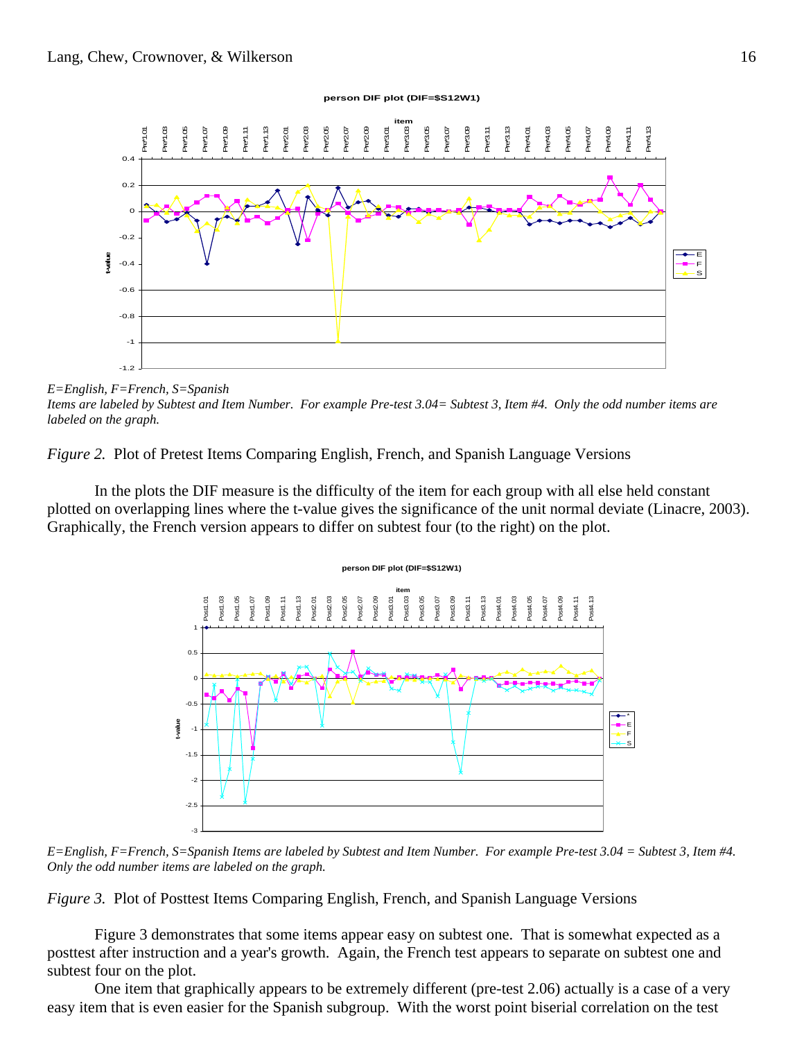E=English, F=French, S=Spanish

*Items are labeled by Subtest and Item Number. For example Pre-test 3.04= Subtest 3, Item #4. Only the odd number items are labeled on the graph.*

*Figure 2.* Plot of Pretest Items Comparing English, French, and Spanish Language Versions

In the plots the DIF measure is the difficulty of the item for each group with all else held constant plotted on overlapping lines where the t-value gives the significance of the unit normal deviate (Linacre, 2003). Graphically, the French version appears to differ on subtest four (to the right) on the plot.

*E=English, F=French, S=Spanish Items are labeled by Subtest and Item Number. For example Pre-test 3.04 = Subtest 3, Item #4. Only the odd number items are labeled on the graph.*

*Figure 3.* Plot of Posttest Items Comparing English, French, and Spanish Language Versions

Figure 3 demonstrates that some items appear easy on subtest one. That is somewhat expected as a posttest after instruction and a year's growth. Again, the French test appears to separate on subtest one and subtest four on the plot.

One item that graphically appears to be extremely different (pre-test 2.06) actually is a case of a very easy item that is even easier for the Spanish subgroup. With the worst point biserial correlation on the test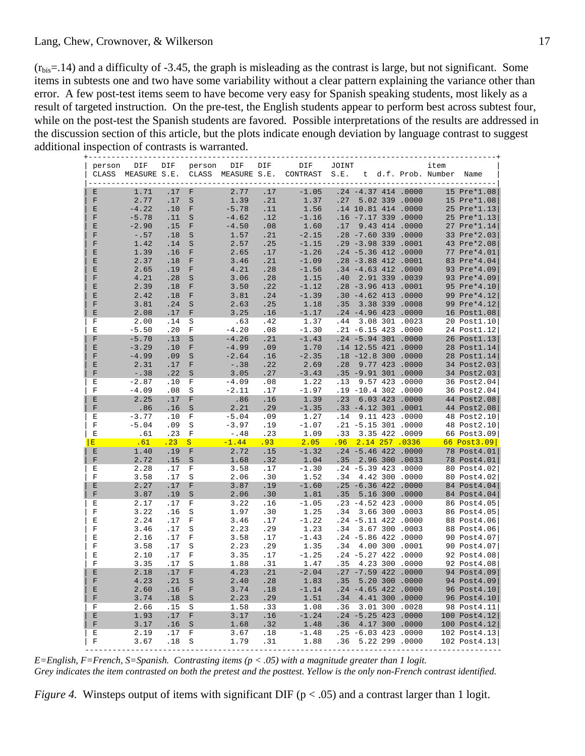($r_{bis}$=.14) and a difficulty of -3.45, the graph is misleading as the contrast is large, but not significant. Some items in subtests one and two have some variability without a clear pattern explaining the variance other than error. A few post-test items seem to have become very easy for Spanish speaking students, most likely as a result of targeted instruction. On the pre-test, the English students appear to perform best across subtest four, while on the post-test the Spanish students are favored. Possible interpretations of the results are addressed in the discussion section of this article, but the plots indicate enough deviation by language contrast to suggest additional inspection of contrasts is warranted.

| person CLASS | DIF MEASURE | DIF S.E. | person CLASS | DIF MEASURE | DIF S.E. | DIF CONTRAST | JOINT S.E. | t | d.f. | Prob. | item Number | Name |
|---|---|---|---|---|---|---|---|---|---|---|---|---|
| E | 1.71 | .17 | F | 2.77 | .17 | -1.05 | .24 | -4.37 | 414 | .0000 | 15 | Pre*1.08 |
| F | 2.77 | .17 | S | 1.39 | .21 | 1.37 | .27 | 5.02 | 339 | .0000 | 15 | Pre*1.08 |
| E | -4.22 | .10 | F | -5.78 | .11 | 1.56 | .14 | 10.81 | 414 | .0000 | 25 | Pre*1.13 |
| F | -5.78 | .11 | S | -4.62 | .12 | -1.16 | .16 | -7.17 | 339 | .0000 | 25 | Pre*1.13 |
| E | -2.90 | .15 | F | -4.50 | .08 | 1.60 | .17 | 9.43 | 414 | .0000 | 27 | Pre*1.14 |
| F | -.57 | .18 | S | 1.57 | .21 | -2.15 | .28 | -7.60 | 339 | .0000 | 33 | Pre*2.03 |
| F | 1.42 | .14 | S | 2.57 | .25 | -1.15 | .29 | -3.98 | 339 | .0001 | 43 | Pre*2.08 |
| E | 1.39 | .16 | F | 2.65 | .17 | -1.26 | .24 | -5.36 | 412 | .0000 | 77 | Pre*4.01 |
| E | 2.37 | .18 | F | 3.46 | .21 | -1.09 | .28 | -3.88 | 412 | .0001 | 83 | Pre*4.04 |
| E | 2.65 | .19 | F | 4.21 | .28 | -1.56 | .34 | -4.63 | 412 | .0000 | 93 | Pre*4.09 |
| F | 4.21 | .28 | S | 3.06 | .28 | 1.15 | .40 | 2.91 | 339 | .0039 | 93 | Pre*4.09 |
| E | 2.39 | .18 | F | 3.50 | .22 | -1.12 | .28 | -3.96 | 413 | .0001 | 95 | Pre*4.10 |
| E | 2.42 | .18 | F | 3.81 | .24 | -1.39 | .30 | -4.62 | 413 | .0000 | 99 | Pre*4.12 |
| F | 3.81 | .24 | S | 2.63 | .25 | 1.18 | .35 | 3.38 | 339 | .0008 | 99 | Pre*4.12 |
| E | 2.08 | .17 | F | 3.25 | .16 | -1.17 | .24 | -4.96 | 423 | .0000 | 16 | Post1.08 |
| F | 2.00 | .14 | S | .63 | .42 | 1.37 | .44 | 3.08 | 301 | .0023 | 20 | Post1.10 |
| E | -5.50 | .20 | F | -4.20 | .08 | -1.30 | .21 | -6.15 | 423 | .0000 | 24 | Post1.12 |
| F | -5.70 | .13 | S | -4.26 | .21 | -1.43 | .24 | -5.94 | 301 | .0000 | 26 | Post1.13 |
| E | -3.29 | .10 | F | -4.99 | .09 | 1.70 | .14 | 12.55 | 421 | .0000 | 28 | Post1.14 |
| F | -4.99 | .09 | S | -2.64 | .16 | -2.35 | .18 | -12.8 | 300 | .0000 | 28 | Post1.14 |
| E | 2.31 | .17 | F | -.38 | .22 | 2.69 | .28 | 9.77 | 423 | .0000 | 34 | Post2.03 |
| F | -.38 | .22 | S | 3.05 | .27 | -3.43 | .35 | -9.91 | 301 | .0000 | 34 | Post2.03 |
| E | -2.87 | .10 | F | -4.09 | .08 | 1.22 | .13 | 9.57 | 423 | .0000 | 36 | Post2.04 |
| F | -4.09 | .08 | S | -2.11 | .17 | -1.97 | .19 | -10.4 | 302 | .0000 | 36 | Post2.04 |
| E | 2.25 | .17 | F | .86 | .16 | 1.39 | .23 | 6.03 | 423 | .0000 | 44 | Post2.08 |
| F | .86 | .16 | S | 2.21 | .29 | -1.35 | .33 | -4.12 | 301 | .0001 | 44 | Post2.08 |
| E | -3.77 | .10 | F | -5.04 | .09 | 1.27 | .14 | 9.11 | 423 | .0000 | 48 | Post2.10 |
| F | -5.04 | .09 | S | -3.97 | .19 | -1.07 | .21 | -5.15 | 301 | .0000 | 48 | Post2.10 |
| E | .61 | .23 | F | -.48 | .23 | 1.09 | .33 | 3.35 | 422 | .0009 | 66 | Post3.09 |
| E | .61 | .23 | S | -1.44 | .93 | 2.05 | .96 | 2.14 | 257 | .0336 | 66 | Post3.09 |
| E | 1.40 | .19 | F | 2.72 | .15 | -1.32 | .24 | -5.46 | 422 | .0000 | 78 | Post4.01 |
| F | 2.72 | .15 | S | 1.68 | .32 | 1.04 | .35 | 2.96 | 300 | .0033 | 78 | Post4.01 |
| E | 2.28 | .17 | F | 3.58 | .17 | -1.30 | .24 | -5.39 | 423 | .0000 | 80 | Post4.02 |
| F | 3.58 | .17 | S | 2.06 | .30 | 1.52 | .34 | 4.42 | 300 | .0000 | 80 | Post4.02 |
| E | 2.27 | .17 | F | 3.87 | .19 | -1.60 | .25 | -6.36 | 422 | .0000 | 84 | Post4.04 |
| F | 3.87 | .19 | S | 2.06 | .30 | 1.81 | .35 | 5.16 | 300 | .0000 | 84 | Post4.04 |
| E | 2.17 | .17 | F | 3.22 | .16 | -1.05 | .23 | -4.52 | 423 | .0000 | 86 | Post4.05 |
| F | 3.22 | .16 | S | 1.97 | .30 | 1.25 | .34 | 3.66 | 300 | .0003 | 86 | Post4.05 |
| E | 2.24 | .17 | F | 3.46 | .17 | -1.22 | .24 | -5.11 | 422 | .0000 | 88 | Post4.06 |
| F | 3.46 | .17 | S | 2.23 | .29 | 1.23 | .34 | 3.67 | 300 | .0003 | 88 | Post4.06 |
| E | 2.16 | .17 | F | 3.58 | .17 | -1.43 | .24 | -5.86 | 422 | .0000 | 90 | Post4.07 |
| F | 3.58 | .17 | S | 2.23 | .29 | 1.35 | .34 | 4.00 | 300 | .0001 | 90 | Post4.07 |
| E | 2.10 | .17 | F | 3.35 | .17 | -1.25 | .24 | -5.27 | 422 | .0000 | 92 | Post4.08 |
| F | 3.35 | .17 | S | 1.88 | .31 | 1.47 | .35 | 4.23 | 300 | .0000 | 92 | Post4.08 |
| E | 2.18 | .17 | F | 4.23 | .21 | -2.04 | .27 | -7.59 | 422 | .0000 | 94 | Post4.09 |
| F | 4.23 | .21 | S | 2.40 | .28 | 1.83 | .35 | 5.20 | 300 | .0000 | 94 | Post4.09 |
| E | 2.60 | .16 | F | 3.74 | .18 | -1.14 | .24 | -4.65 | 422 | .0000 | 96 | Post4.10 |
| F | 3.74 | .18 | S | 2.23 | .29 | 1.51 | .34 | 4.41 | 300 | .0000 | 96 | Post4.10 |
| F | 2.66 | .15 | S | 1.58 | .33 | 1.08 | .36 | 3.01 | 300 | .0028 | 98 | Post4.11 |
| E | 1.93 | .17 | F | 3.17 | .16 | -1.24 | .24 | -5.25 | 423 | .0000 | 100 | Post4.12 |
| F | 3.17 | .16 | S | 1.68 | .32 | 1.48 | .36 | 4.17 | 300 | .0000 | 100 | Post4.12 |
| E | 2.19 | .17 | F | 3.67 | .18 | -1.48 | .25 | -6.03 | 423 | .0000 | 102 | Post4.13 |
| F | 3.67 | .18 | S | 1.79 | .31 | 1.88 | .36 | 5.22 | 299 | .0000 | 102 | Post4.13 |

*E=English, F=French, S=Spanish. Contrasting items (p < .05) with a magnitude greater than 1 logit.*
*Grey indicates the item contrasted on both the pretest and the posttest. Yellow is the only non-French contrast identified.*

*Figure 4.* Winsteps output of items with significant DIF ($p < .05$) and a contrast larger than 1 logit.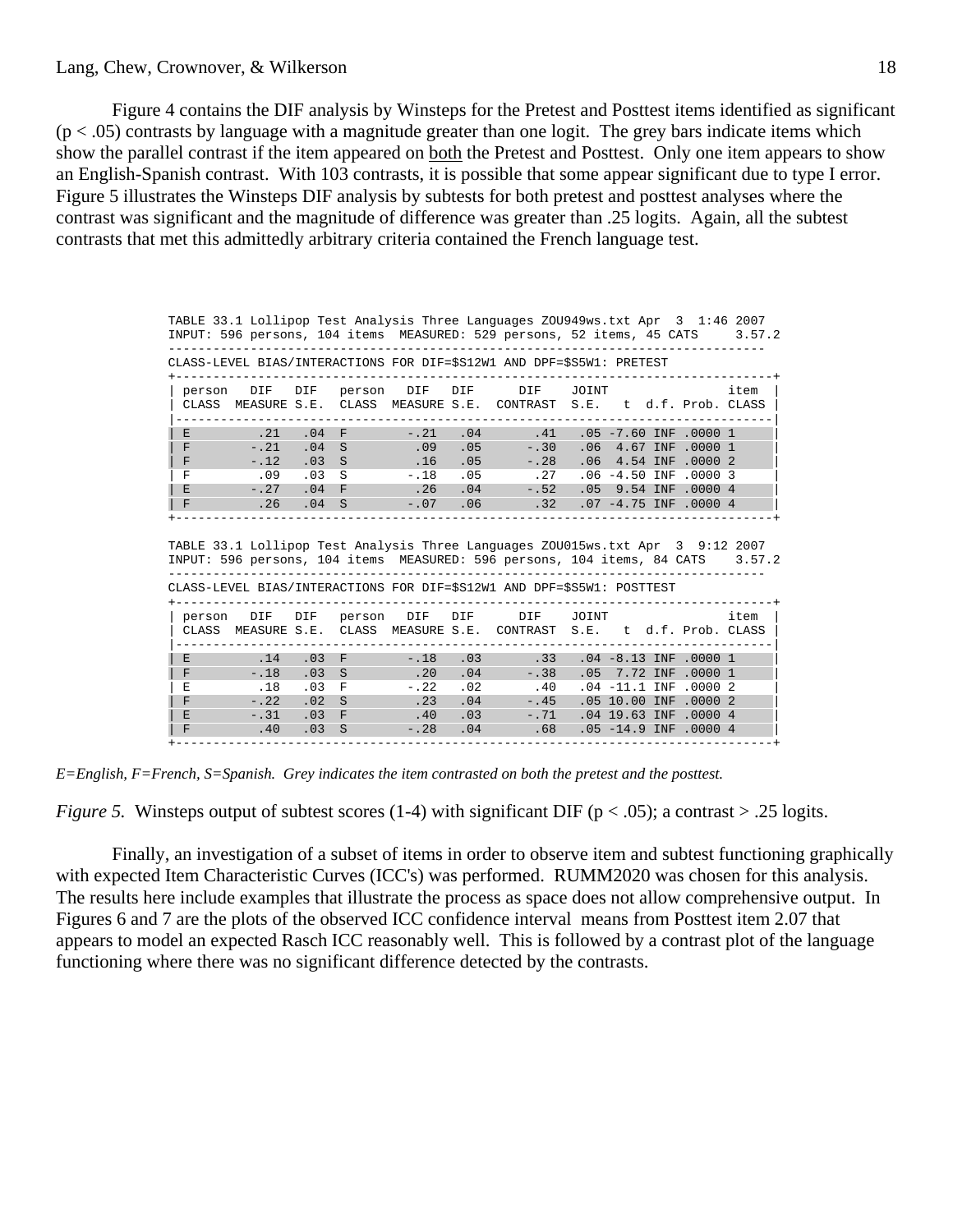Figure 4 contains the DIF analysis by Winsteps for the Pretest and Posttest items identified as significant ($p < .05$) contrasts by language with a magnitude greater than one logit. The grey bars indicate items which show the parallel contrast if the item appeared on <u>both</u> the Pretest and Posttest. Only one item appears to show an English-Spanish contrast. With 103 contrasts, it is possible that some appear significant due to type I error. Figure 5 illustrates the Winsteps DIF analysis by subtests for both pretest and posttest analyses where the contrast was significant and the magnitude of difference was greater than .25 logits. Again, all the subtest contrasts that met this admittedly arbitrary criteria contained the French language test.

```
TABLE 33.1 Lollipop Test Analysis Three Languages ZOU949ws.txt Apr  3  1:46 2007
INPUT: 596 persons, 104 items  MEASURED: 529 persons, 52 items, 45 CATS     3.57.2
--------------------------------------------------------------------------------
CLASS-LEVEL BIAS/INTERACTIONS FOR DIF=$S12W1 AND DPF=$S5W1: PRETEST
+--------------------------------------------------------------------------------+
| person   DIF   DIF   person   DIF   DIF      DIF    JOINT                item  |
| CLASS  MEASURE S.E.  CLASS  MEASURE S.E.  CONTRAST  S.E.   t  d.f. Prob. CLASS |
|--------------------------------------------------------------------------------|
| E         .21   .04  F        -.21   .04       .41   .05 -7.60 INF .0000 1      |
| F        -.21   .04  S         .09   .05      -.30   .06  4.67 INF .0000 1      |
| F        -.12   .03  S         .16   .05      -.28   .06  4.54 INF .0000 2      |
| F         .09   .03  S        -.18   .05       .27   .06 -4.50 INF .0000 3      |
| E        -.27   .04  F         .26   .04      -.52   .05  9.54 INF .0000 4      |
| F         .26   .04  S        -.07   .06       .32   .07 -4.75 INF .0000 4      |
+--------------------------------------------------------------------------------+

TABLE 33.1 Lollipop Test Analysis Three Languages ZOU015ws.txt Apr  3  9:12 2007
INPUT: 596 persons, 104 items  MEASURED: 596 persons, 104 items, 84 CATS    3.57.2
--------------------------------------------------------------------------------
CLASS-LEVEL BIAS/INTERACTIONS FOR DIF=$S12W1 AND DPF=$S5W1: POSTTEST
+--------------------------------------------------------------------------------+
| person   DIF   DIF   person   DIF   DIF      DIF    JOINT                item  |
| CLASS  MEASURE S.E.  CLASS  MEASURE S.E.  CONTRAST  S.E.   t  d.f. Prob. CLASS |
|--------------------------------------------------------------------------------|
| E         .14   .03  F        -.18   .03       .33   .04 -8.13 INF .0000 1      |
| F        -.18   .03  S         .20   .04      -.38   .05  7.72 INF .0000 1      |
| E         .18   .03  F        -.22   .02       .40   .04 -11.1 INF .0000 2      |
| F        -.22   .02  S         .23   .04      -.45   .05 10.00 INF .0000 2      |
| E        -.31   .03  F         .40   .03      -.71   .04 19.63 INF .0000 4      |
| F         .40   .03  S        -.28   .04       .68   .05 -14.9 INF .0000 4      |
+--------------------------------------------------------------------------------+
```

*E=English, F=French, S=Spanish. Grey indicates the item contrasted on both the pretest and the posttest.*

*Figure 5.* Winsteps output of subtest scores (1-4) with significant DIF ($p < .05$); a contrast > .25 logits.

Finally, an investigation of a subset of items in order to observe item and subtest functioning graphically with expected Item Characteristic Curves (ICC's) was performed. RUMM2020 was chosen for this analysis. The results here include examples that illustrate the process as space does not allow comprehensive output. In Figures 6 and 7 are the plots of the observed ICC confidence interval means from Posttest item 2.07 that appears to model an expected Rasch ICC reasonably well. This is followed by a contrast plot of the language functioning where there was no significant difference detected by the contrasts.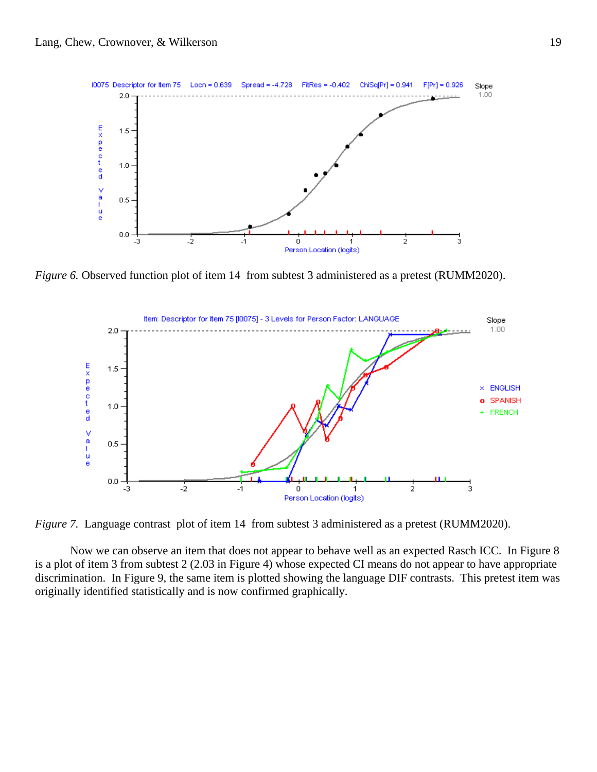*Figure 6.* Observed function plot of item 14 from subtest 3 administered as a pretest (RUMM2020).

*Figure 7.* Language contrast plot of item 14 from subtest 3 administered as a pretest (RUMM2020).

Now we can observe an item that does not appear to behave well as an expected Rasch ICC. In Figure 8 is a plot of item 3 from subtest 2 (2.03 in Figure 4) whose expected CI means do not appear to have appropriate discrimination. In Figure 9, the same item is plotted showing the language DIF contrasts. This pretest item was originally identified statistically and is now confirmed graphically.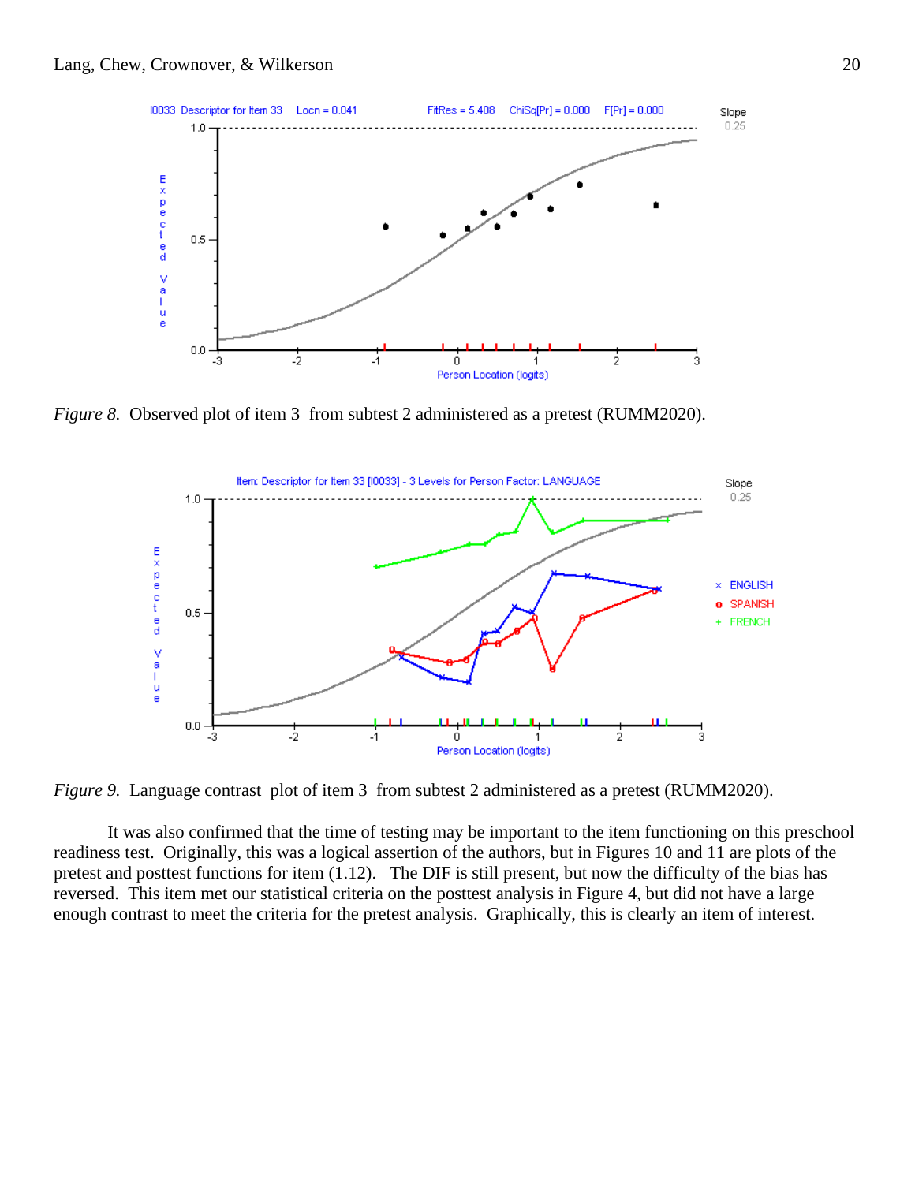*Figure 8.* Observed plot of item 3 from subtest 2 administered as a pretest (RUMM2020).

*Figure 9.* Language contrast plot of item 3 from subtest 2 administered as a pretest (RUMM2020).

It was also confirmed that the time of testing may be important to the item functioning on this preschool readiness test. Originally, this was a logical assertion of the authors, but in Figures 10 and 11 are plots of the pretest and posttest functions for item (1.12). The DIF is still present, but now the difficulty of the bias has reversed. This item met our statistical criteria on the posttest analysis in Figure 4, but did not have a large enough contrast to meet the criteria for the pretest analysis. Graphically, this is clearly an item of interest.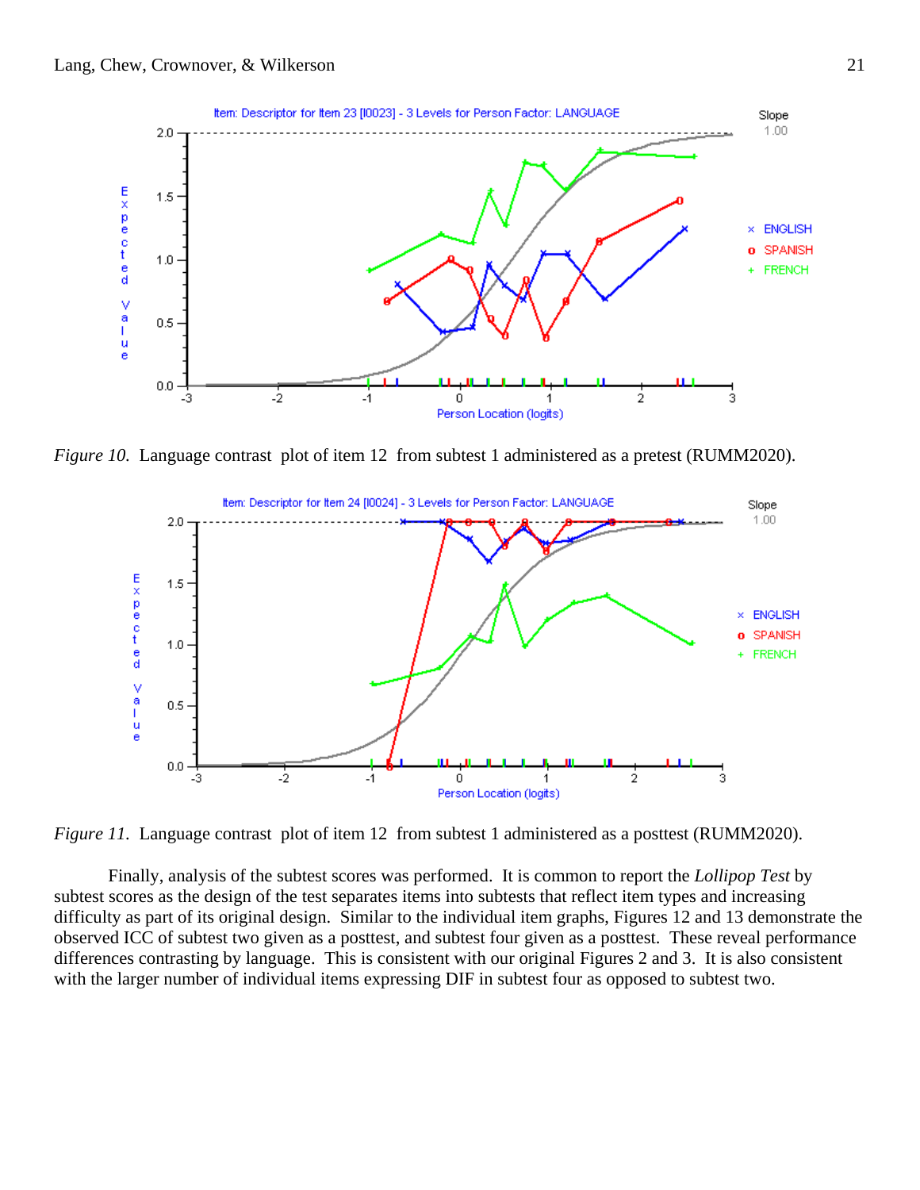*Figure 10.* Language contrast plot of item 12 from subtest 1 administered as a pretest (RUMM2020).

*Figure 11.* Language contrast plot of item 12 from subtest 1 administered as a posttest (RUMM2020).

Finally, analysis of the subtest scores was performed. It is common to report the *Lollipop Test* by subtest scores as the design of the test separates items into subtests that reflect item types and increasing difficulty as part of its original design. Similar to the individual item graphs, Figures 12 and 13 demonstrate the observed ICC of subtest two given as a posttest, and subtest four given as a posttest. These reveal performance differences contrasting by language. This is consistent with our original Figures 2 and 3. It is also consistent with the larger number of individual items expressing DIF in subtest four as opposed to subtest two.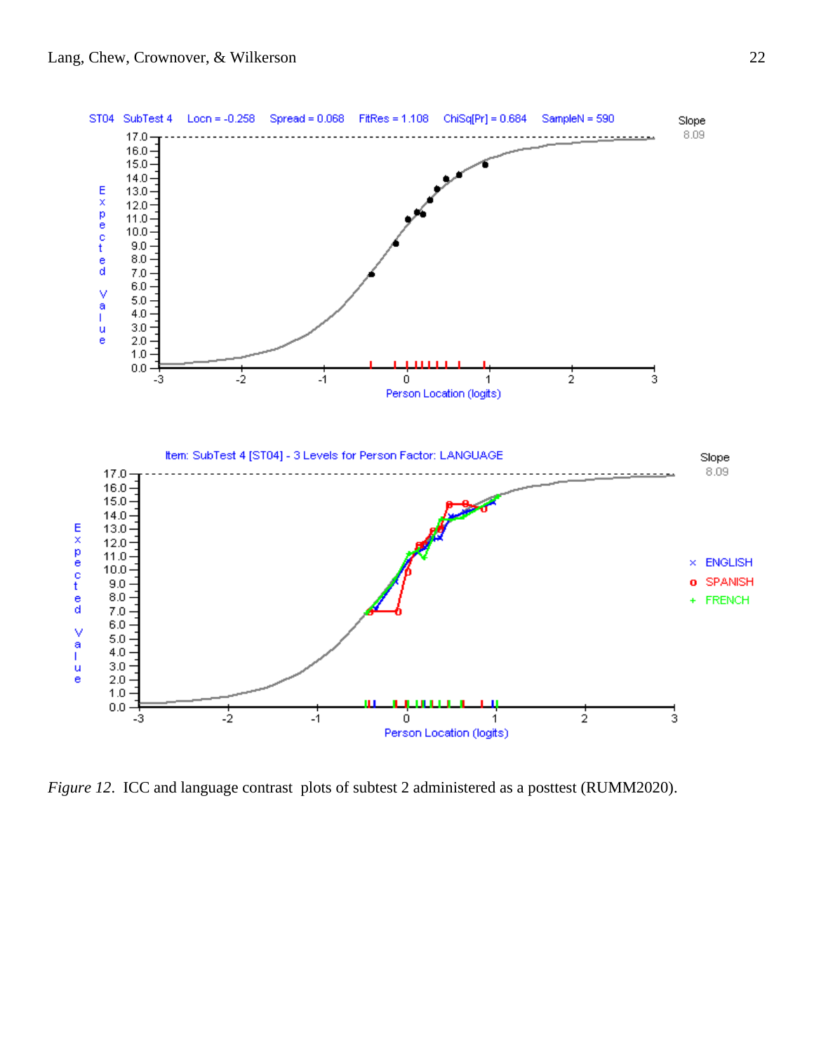*Figure 12*. ICC and language contrast plots of subtest 2 administered as a posttest (RUMM2020).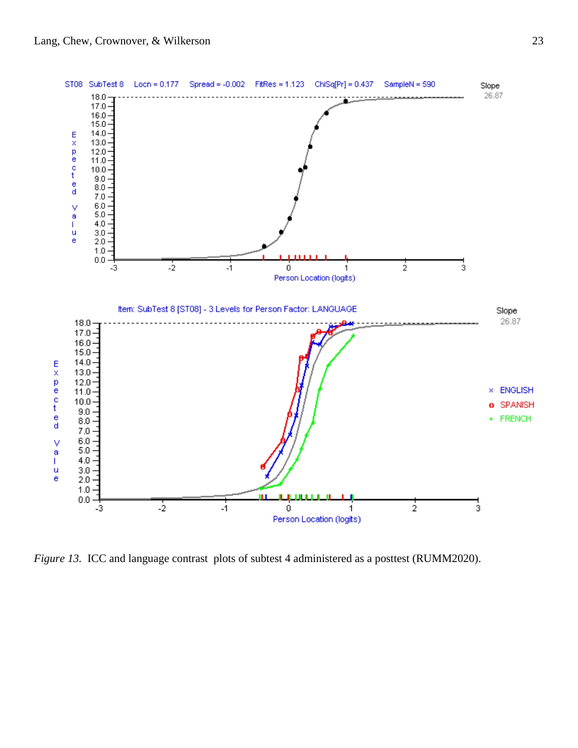ST08 SubTest 8 Locn = 0.177 Spread = -0.002 FitRes = 1.123 ChiSq[Pr] = 0.437 SampleN = 590

Slope 26.87

Item: SubTest 8 [ST08] - 3 Levels for Person Factor: LANGUAGE

Slope 26.87

× ENGLISH

o SPANISH

\+ FRENCH

*Figure 13.* ICC and language contrast plots of subtest 4 administered as a posttest (RUMM2020).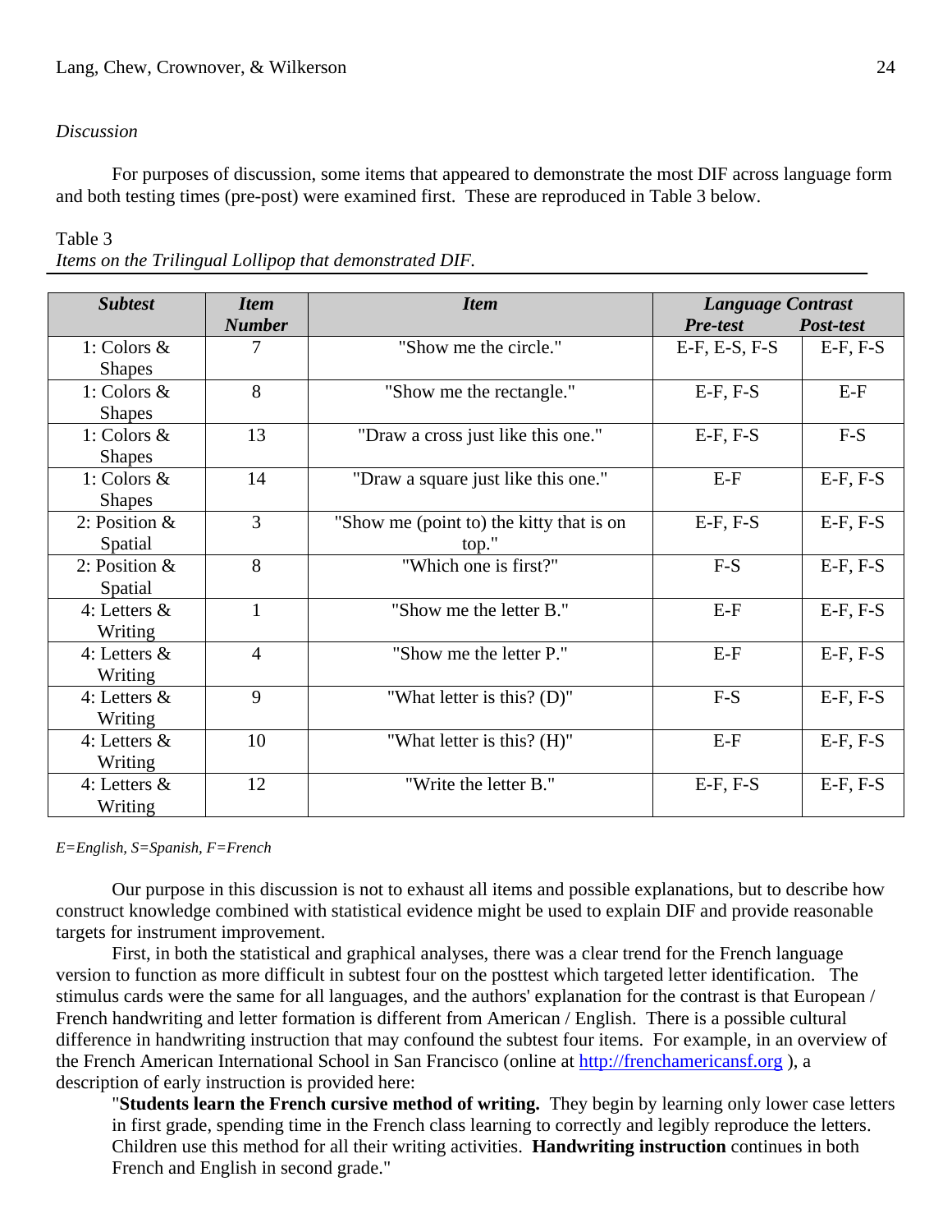*Discussion*

For purposes of discussion, some items that appeared to demonstrate the most DIF across language form and both testing times (pre-post) were examined first. These are reproduced in Table 3 below.

Table 3
*Items on the Trilingual Lollipop that demonstrated DIF.*

| ***Subtest*** | ***Item Number*** | ***Item*** | ***Language Contrast*** | |
|---|---|---|---|---|
| | | | ***Pre-test*** | ***Post-test*** |
| 1: Colors & Shapes | 7 | "Show me the circle." | E-F, E-S, F-S | E-F, F-S |
| 1: Colors & Shapes | 8 | "Show me the rectangle." | E-F, F-S | E-F |
| 1: Colors & Shapes | 13 | "Draw a cross just like this one." | E-F, F-S | F-S |
| 1: Colors & Shapes | 14 | "Draw a square just like this one." | E-F | E-F, F-S |
| 2: Position & Spatial | 3 | "Show me (point to) the kitty that is on top." | E-F, F-S | E-F, F-S |
| 2: Position & Spatial | 8 | "Which one is first?" | F-S | E-F, F-S |
| 4: Letters & Writing | 1 | "Show me the letter B." | E-F | E-F, F-S |
| 4: Letters & Writing | 4 | "Show me the letter P." | E-F | E-F, F-S |
| 4: Letters & Writing | 9 | "What letter is this? (D)" | F-S | E-F, F-S |
| 4: Letters & Writing | 10 | "What letter is this? (H)" | E-F | E-F, F-S |
| 4: Letters & Writing | 12 | "Write the letter B." | E-F, F-S | E-F, F-S |

*E=English, S=Spanish, F=French*

Our purpose in this discussion is not to exhaust all items and possible explanations, but to describe how construct knowledge combined with statistical evidence might be used to explain DIF and provide reasonable targets for instrument improvement.

First, in both the statistical and graphical analyses, there was a clear trend for the French language version to function as more difficult in subtest four on the posttest which targeted letter identification. The stimulus cards were the same for all languages, and the authors' explanation for the contrast is that European / French handwriting and letter formation is different from American / English. There is a possible cultural difference in handwriting instruction that may confound the subtest four items. For example, in an overview of the French American International School in San Francisco (online at http://frenchamericansf.org ), a description of early instruction is provided here:

> "**Students learn the French cursive method of writing.** They begin by learning only lower case letters in first grade, spending time in the French class learning to correctly and legibly reproduce the letters. Children use this method for all their writing activities. **Handwriting instruction** continues in both French and English in second grade."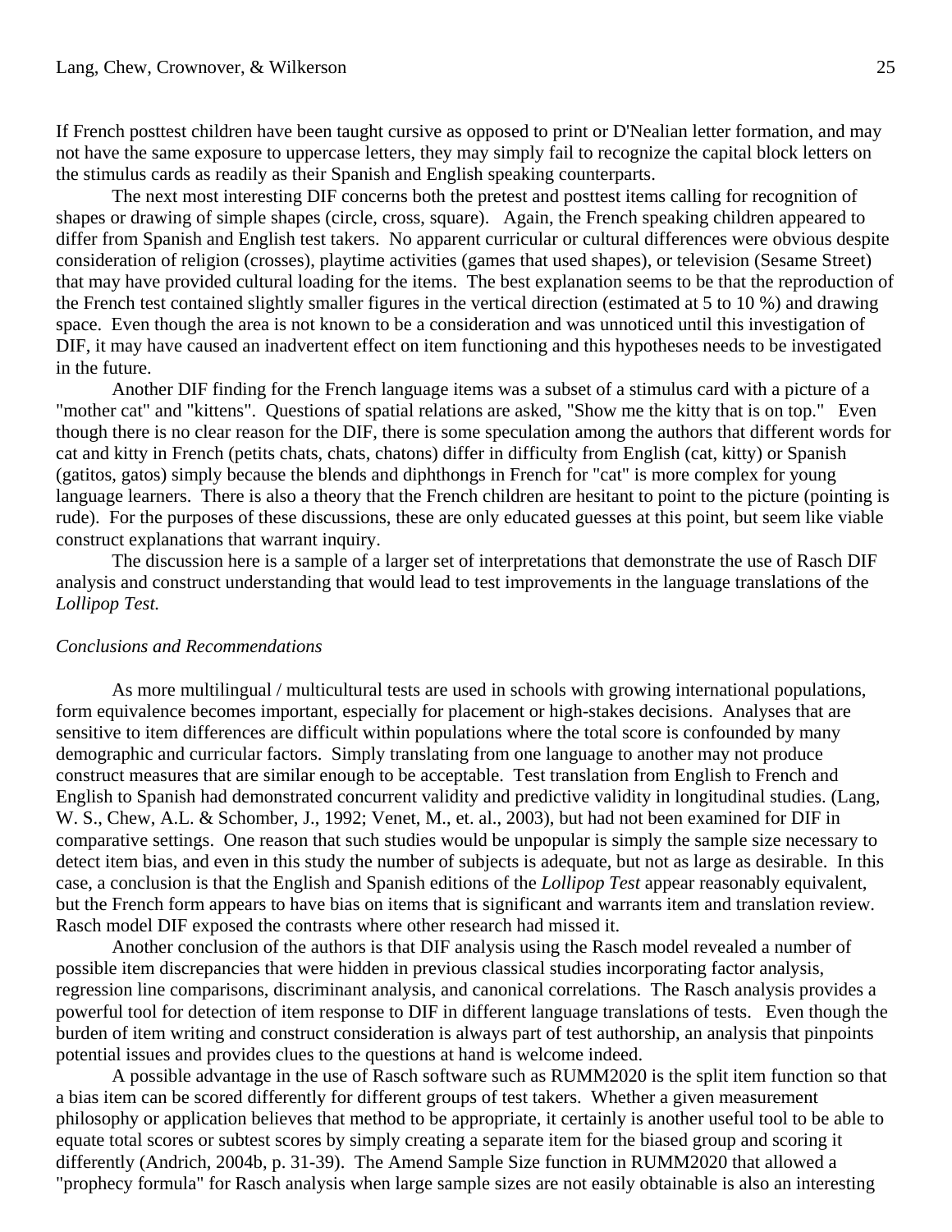If French posttest children have been taught cursive as opposed to print or D'Nealian letter formation, and may not have the same exposure to uppercase letters, they may simply fail to recognize the capital block letters on the stimulus cards as readily as their Spanish and English speaking counterparts.

The next most interesting DIF concerns both the pretest and posttest items calling for recognition of shapes or drawing of simple shapes (circle, cross, square). Again, the French speaking children appeared to differ from Spanish and English test takers. No apparent curricular or cultural differences were obvious despite consideration of religion (crosses), playtime activities (games that used shapes), or television (Sesame Street) that may have provided cultural loading for the items. The best explanation seems to be that the reproduction of the French test contained slightly smaller figures in the vertical direction (estimated at 5 to 10 %) and drawing space. Even though the area is not known to be a consideration and was unnoticed until this investigation of DIF, it may have caused an inadvertent effect on item functioning and this hypotheses needs to be investigated in the future.

Another DIF finding for the French language items was a subset of a stimulus card with a picture of a "mother cat" and "kittens". Questions of spatial relations are asked, "Show me the kitty that is on top." Even though there is no clear reason for the DIF, there is some speculation among the authors that different words for cat and kitty in French (petits chats, chats, chatons) differ in difficulty from English (cat, kitty) or Spanish (gatitos, gatos) simply because the blends and diphthongs in French for "cat" is more complex for young language learners. There is also a theory that the French children are hesitant to point to the picture (pointing is rude). For the purposes of these discussions, these are only educated guesses at this point, but seem like viable construct explanations that warrant inquiry.

The discussion here is a sample of a larger set of interpretations that demonstrate the use of Rasch DIF analysis and construct understanding that would lead to test improvements in the language translations of the *Lollipop Test.*

*Conclusions and Recommendations*

As more multilingual / multicultural tests are used in schools with growing international populations, form equivalence becomes important, especially for placement or high-stakes decisions. Analyses that are sensitive to item differences are difficult within populations where the total score is confounded by many demographic and curricular factors. Simply translating from one language to another may not produce construct measures that are similar enough to be acceptable. Test translation from English to French and English to Spanish had demonstrated concurrent validity and predictive validity in longitudinal studies. (Lang, W. S., Chew, A.L. & Schomber, J., 1992; Venet, M., et. al., 2003), but had not been examined for DIF in comparative settings. One reason that such studies would be unpopular is simply the sample size necessary to detect item bias, and even in this study the number of subjects is adequate, but not as large as desirable. In this case, a conclusion is that the English and Spanish editions of the *Lollipop Test* appear reasonably equivalent, but the French form appears to have bias on items that is significant and warrants item and translation review. Rasch model DIF exposed the contrasts where other research had missed it.

Another conclusion of the authors is that DIF analysis using the Rasch model revealed a number of possible item discrepancies that were hidden in previous classical studies incorporating factor analysis, regression line comparisons, discriminant analysis, and canonical correlations. The Rasch analysis provides a powerful tool for detection of item response to DIF in different language translations of tests. Even though the burden of item writing and construct consideration is always part of test authorship, an analysis that pinpoints potential issues and provides clues to the questions at hand is welcome indeed.

A possible advantage in the use of Rasch software such as RUMM2020 is the split item function so that a bias item can be scored differently for different groups of test takers. Whether a given measurement philosophy or application believes that method to be appropriate, it certainly is another useful tool to be able to equate total scores or subtest scores by simply creating a separate item for the biased group and scoring it differently (Andrich, 2004b, p. 31-39). The Amend Sample Size function in RUMM2020 that allowed a "prophecy formula" for Rasch analysis when large sample sizes are not easily obtainable is also an interesting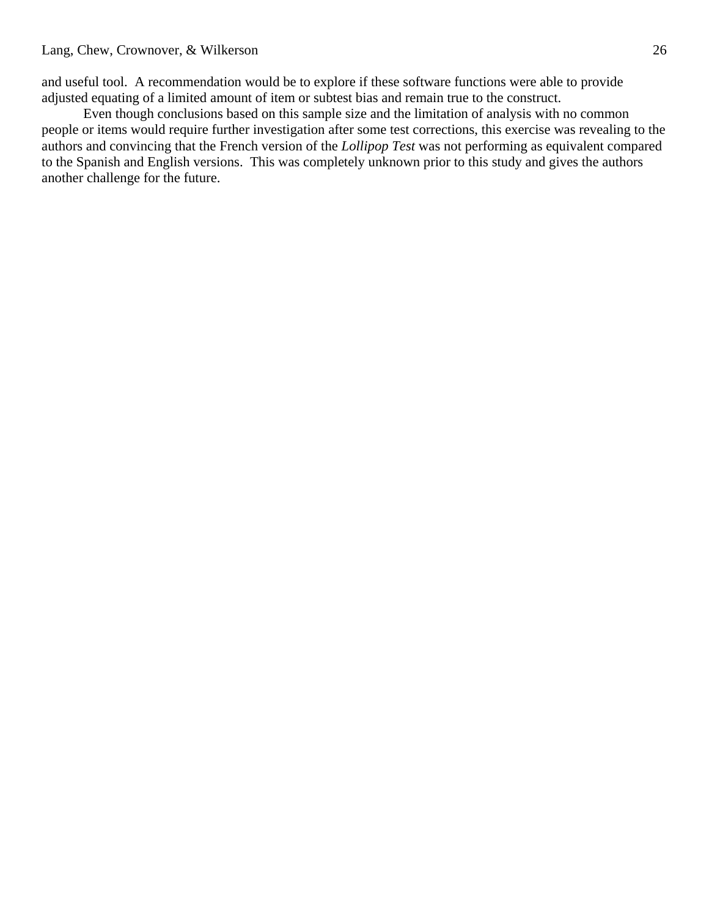and useful tool. A recommendation would be to explore if these software functions were able to provide adjusted equating of a limited amount of item or subtest bias and remain true to the construct.

Even though conclusions based on this sample size and the limitation of analysis with no common people or items would require further investigation after some test corrections, this exercise was revealing to the authors and convincing that the French version of the *Lollipop Test* was not performing as equivalent compared to the Spanish and English versions. This was completely unknown prior to this study and gives the authors another challenge for the future.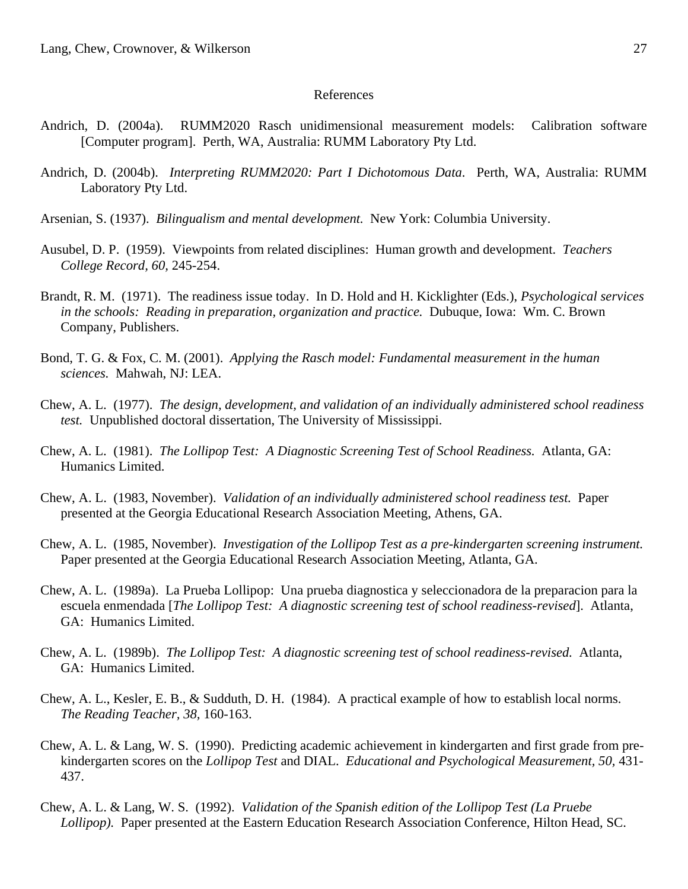References

Andrich, D. (2004a). RUMM2020 Rasch unidimensional measurement models: Calibration software [Computer program]. Perth, WA, Australia: RUMM Laboratory Pty Ltd.

Andrich, D. (2004b). *Interpreting RUMM2020: Part I Dichotomous Data*. Perth, WA, Australia: RUMM Laboratory Pty Ltd.

Arsenian, S. (1937). *Bilingualism and mental development.* New York: Columbia University.

Ausubel, D. P. (1959). Viewpoints from related disciplines: Human growth and development. *Teachers College Record, 60,* 245-254.

Brandt, R. M. (1971). The readiness issue today. In D. Hold and H. Kicklighter (Eds.), *Psychological services in the schools: Reading in preparation, organization and practice.* Dubuque, Iowa: Wm. C. Brown Company, Publishers.

Bond, T. G. & Fox, C. M. (2001). *Applying the Rasch model: Fundamental measurement in the human sciences.* Mahwah, NJ: LEA.

Chew, A. L. (1977). *The design, development, and validation of an individually administered school readiness test.* Unpublished doctoral dissertation, The University of Mississippi.

Chew, A. L. (1981). *The Lollipop Test: A Diagnostic Screening Test of School Readiness.* Atlanta, GA: Humanics Limited.

Chew, A. L. (1983, November). *Validation of an individually administered school readiness test.* Paper presented at the Georgia Educational Research Association Meeting, Athens, GA.

Chew, A. L. (1985, November). *Investigation of the Lollipop Test as a pre-kindergarten screening instrument.* Paper presented at the Georgia Educational Research Association Meeting, Atlanta, GA.

Chew, A. L. (1989a). La Prueba Lollipop: Una prueba diagnostica y seleccionadora de la preparacion para la escuela enmendada [*The Lollipop Test: A diagnostic screening test of school readiness-revised*]. Atlanta, GA: Humanics Limited.

Chew, A. L. (1989b). *The Lollipop Test: A diagnostic screening test of school readiness-revised.* Atlanta, GA: Humanics Limited.

Chew, A. L., Kesler, E. B., & Sudduth, D. H. (1984). A practical example of how to establish local norms. *The Reading Teacher, 38,* 160-163.

Chew, A. L. & Lang, W. S. (1990). Predicting academic achievement in kindergarten and first grade from pre-kindergarten scores on the *Lollipop Test* and DIAL. *Educational and Psychological Measurement, 50,* 431-437.

Chew, A. L. & Lang, W. S. (1992). *Validation of the Spanish edition of the Lollipop Test (La Pruebe Lollipop).* Paper presented at the Eastern Education Research Association Conference, Hilton Head, SC.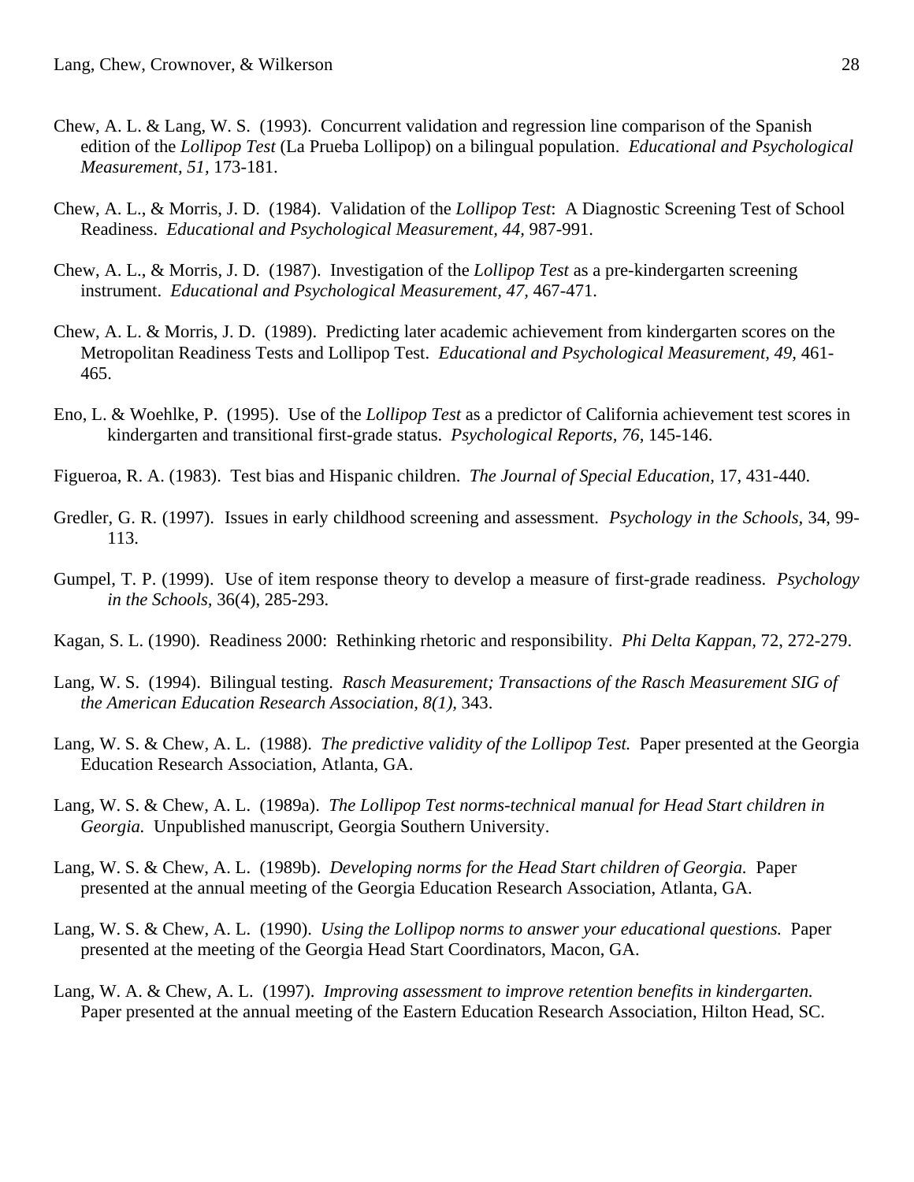Chew, A. L. & Lang, W. S. (1993). Concurrent validation and regression line comparison of the Spanish edition of the *Lollipop Test* (La Prueba Lollipop) on a bilingual population. *Educational and Psychological Measurement, 51,* 173-181.

Chew, A. L., & Morris, J. D. (1984). Validation of the *Lollipop Test*: A Diagnostic Screening Test of School Readiness. *Educational and Psychological Measurement, 44,* 987-991.

Chew, A. L., & Morris, J. D. (1987). Investigation of the *Lollipop Test* as a pre-kindergarten screening instrument. *Educational and Psychological Measurement, 47,* 467-471.

Chew, A. L. & Morris, J. D. (1989). Predicting later academic achievement from kindergarten scores on the Metropolitan Readiness Tests and Lollipop Test. *Educational and Psychological Measurement, 49,* 461-465.

Eno, L. & Woehlke, P. (1995). Use of the *Lollipop Test* as a predictor of California achievement test scores in kindergarten and transitional first-grade status. *Psychological Reports, 76,* 145-146.

Figueroa, R. A. (1983). Test bias and Hispanic children. *The Journal of Special Education,* 17, 431-440.

Gredler, G. R. (1997). Issues in early childhood screening and assessment. *Psychology in the Schools,* 34, 99-113.

Gumpel, T. P. (1999). Use of item response theory to develop a measure of first-grade readiness. *Psychology in the Schools,* 36(4), 285-293.

Kagan, S. L. (1990). Readiness 2000: Rethinking rhetoric and responsibility. *Phi Delta Kappan,* 72, 272-279.

Lang, W. S. (1994). Bilingual testing. *Rasch Measurement; Transactions of the Rasch Measurement SIG of the American Education Research Association, 8(1),* 343.

Lang, W. S. & Chew, A. L. (1988). *The predictive validity of the Lollipop Test.* Paper presented at the Georgia Education Research Association, Atlanta, GA.

Lang, W. S. & Chew, A. L. (1989a). *The Lollipop Test norms-technical manual for Head Start children in Georgia.* Unpublished manuscript, Georgia Southern University.

Lang, W. S. & Chew, A. L. (1989b). *Developing norms for the Head Start children of Georgia.* Paper presented at the annual meeting of the Georgia Education Research Association, Atlanta, GA.

Lang, W. S. & Chew, A. L. (1990). *Using the Lollipop norms to answer your educational questions.* Paper presented at the meeting of the Georgia Head Start Coordinators, Macon, GA.

Lang, W. A. & Chew, A. L. (1997). *Improving assessment to improve retention benefits in kindergarten.* Paper presented at the annual meeting of the Eastern Education Research Association, Hilton Head, SC.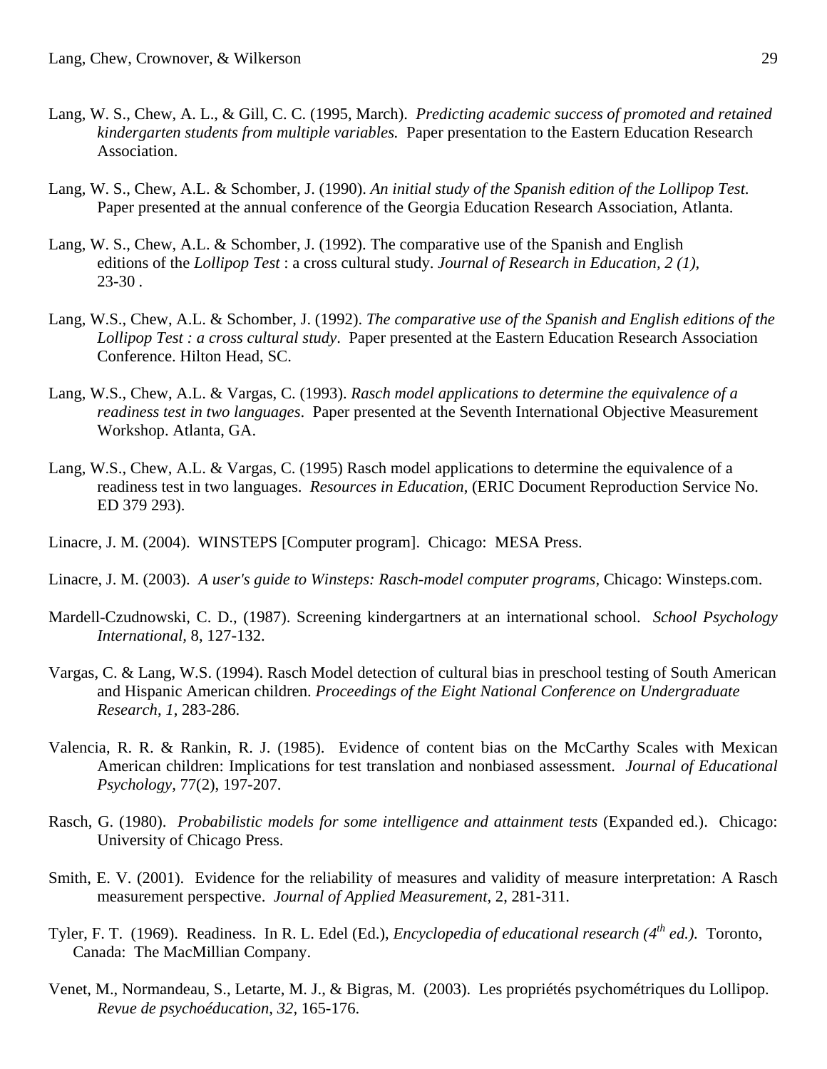Lang, W. S., Chew, A. L., & Gill, C. C. (1995, March). *Predicting academic success of promoted and retained kindergarten students from multiple variables.* Paper presentation to the Eastern Education Research Association.

Lang, W. S., Chew, A.L. & Schomber, J. (1990). *An initial study of the Spanish edition of the Lollipop Test.* Paper presented at the annual conference of the Georgia Education Research Association, Atlanta.

Lang, W. S., Chew, A.L. & Schomber, J. (1992). The comparative use of the Spanish and English editions of the *Lollipop Test* : a cross cultural study. *Journal of Research in Education, 2 (1),* 23-30 .

Lang, W.S., Chew, A.L. & Schomber, J. (1992). *The comparative use of the Spanish and English editions of the Lollipop Test : a cross cultural study*. Paper presented at the Eastern Education Research Association Conference. Hilton Head, SC.

Lang, W.S., Chew, A.L. & Vargas, C. (1993). *Rasch model applications to determine the equivalence of a readiness test in two languages*. Paper presented at the Seventh International Objective Measurement Workshop. Atlanta, GA.

Lang, W.S., Chew, A.L. & Vargas, C. (1995) Rasch model applications to determine the equivalence of a readiness test in two languages. *Resources in Education*, (ERIC Document Reproduction Service No. ED 379 293).

Linacre, J. M. (2004). WINSTEPS [Computer program]. Chicago: MESA Press.

Linacre, J. M. (2003). *A user's guide to Winsteps: Rasch-model computer programs,* Chicago: Winsteps.com.

Mardell-Czudnowski, C. D., (1987). Screening kindergartners at an international school. *School Psychology International,* 8, 127-132.

Vargas, C. & Lang, W.S. (1994). Rasch Model detection of cultural bias in preschool testing of South American and Hispanic American children. *Proceedings of the Eight National Conference on Undergraduate Research*, *1*, 283-286.

Valencia, R. R. & Rankin, R. J. (1985). Evidence of content bias on the McCarthy Scales with Mexican American children: Implications for test translation and nonbiased assessment. *Journal of Educational Psychology,* 77(2), 197-207.

Rasch, G. (1980). *Probabilistic models for some intelligence and attainment tests* (Expanded ed.). Chicago: University of Chicago Press.

Smith, E. V. (2001). Evidence for the reliability of measures and validity of measure interpretation: A Rasch measurement perspective. *Journal of Applied Measurement,* 2, 281-311.

Tyler, F. T. (1969). Readiness. In R. L. Edel (Ed.), *Encyclopedia of educational research (4th ed.).* Toronto, Canada: The MacMillian Company.

Venet, M., Normandeau, S., Letarte, M. J., & Bigras, M. (2003). Les propriétés psychométriques du Lollipop. *Revue de psychoéducation, 32,* 165-176.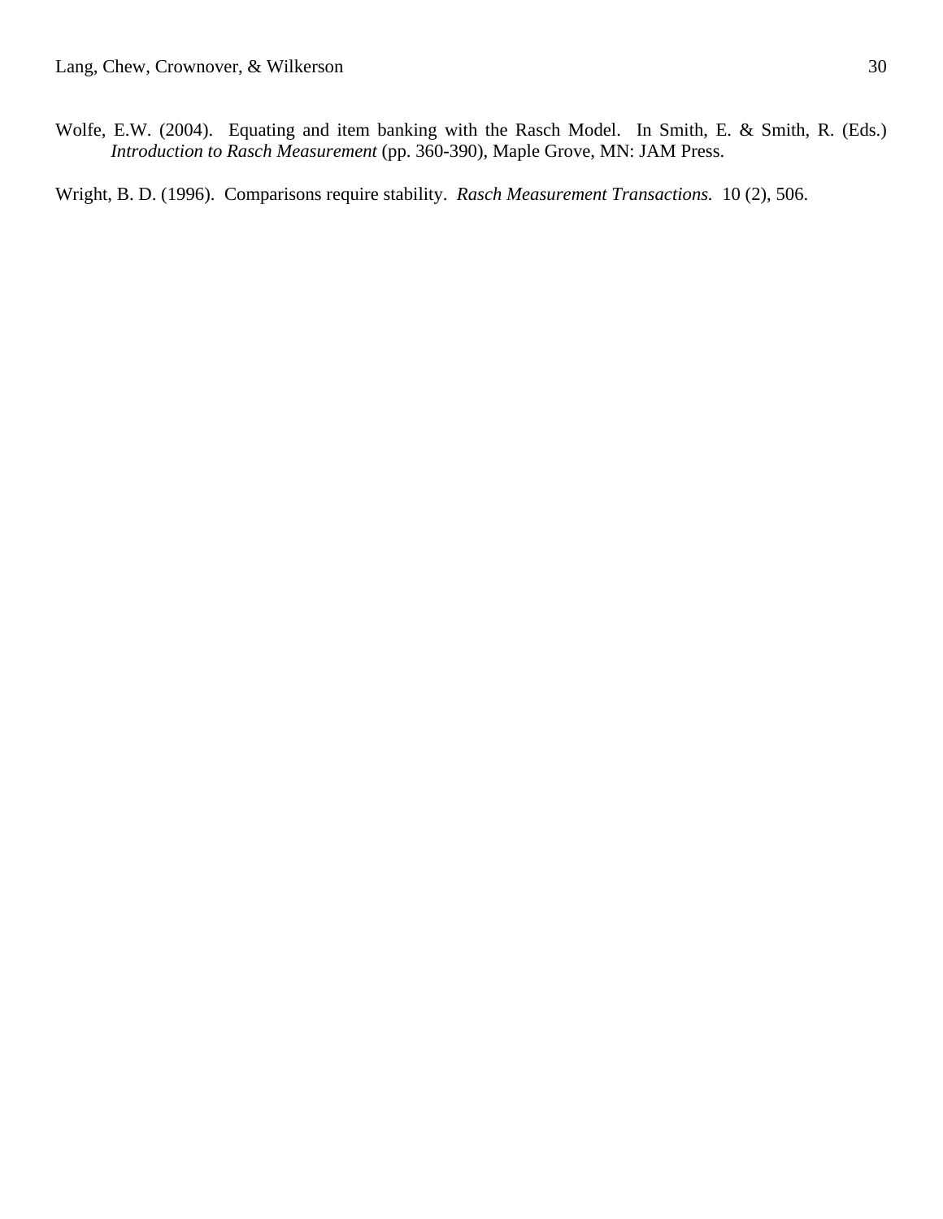Wolfe, E.W. (2004). Equating and item banking with the Rasch Model. In Smith, E. & Smith, R. (Eds.) *Introduction to Rasch Measurement* (pp. 360-390), Maple Grove, MN: JAM Press.

Wright, B. D. (1996). Comparisons require stability. *Rasch Measurement Transactions.* 10 (2), 506.